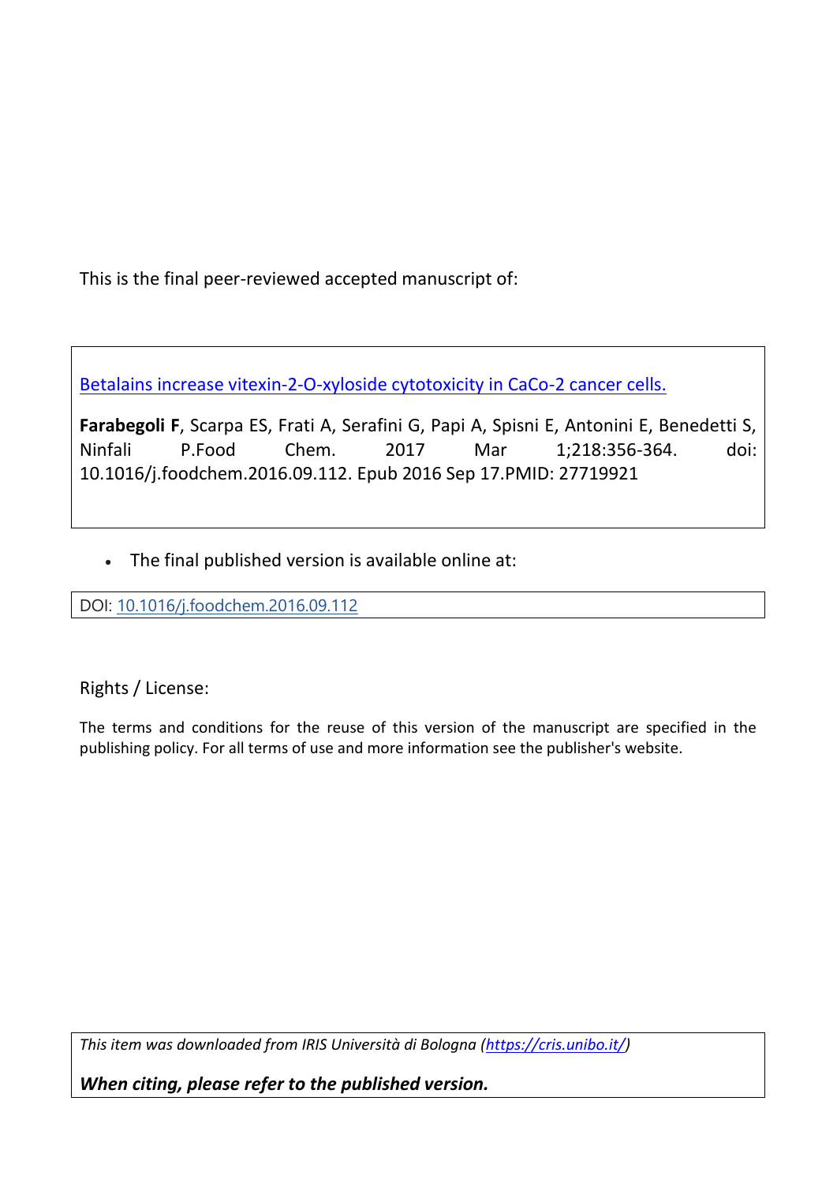This is the final peer-reviewed accepted manuscript of:

[Betalains increase vitexin-2-O-xyloside cytotoxicity in CaCo-2 cancer cells.](https://doi.org/10.1016/j.foodchem.2016.09.112)

**Farabegoli F**, Scarpa ES, Frati A, Serafini G, Papi A, Spisni E, Antonini E, Benedetti S, Ninfali P.Food Chem. 2017 Mar 1;218:356-364. doi: 10.1016/j.foodchem.2016.09.112. Epub 2016 Sep 17.PMID: 27719921

- The final published version is available online at:

DOI: [10.1016/j.foodchem.2016.09.112](https://doi.org/10.1016/j.foodchem.2016.09.112)

Rights / License:

The terms and conditions for the reuse of this version of the manuscript are specified in the publishing policy. For all terms of use and more information see the publisher's website.

*This item was downloaded from IRIS Università di Bologna ([https://cris.unibo.it/](https://cris.unibo.it/))*

***When citing, please refer to the published version.***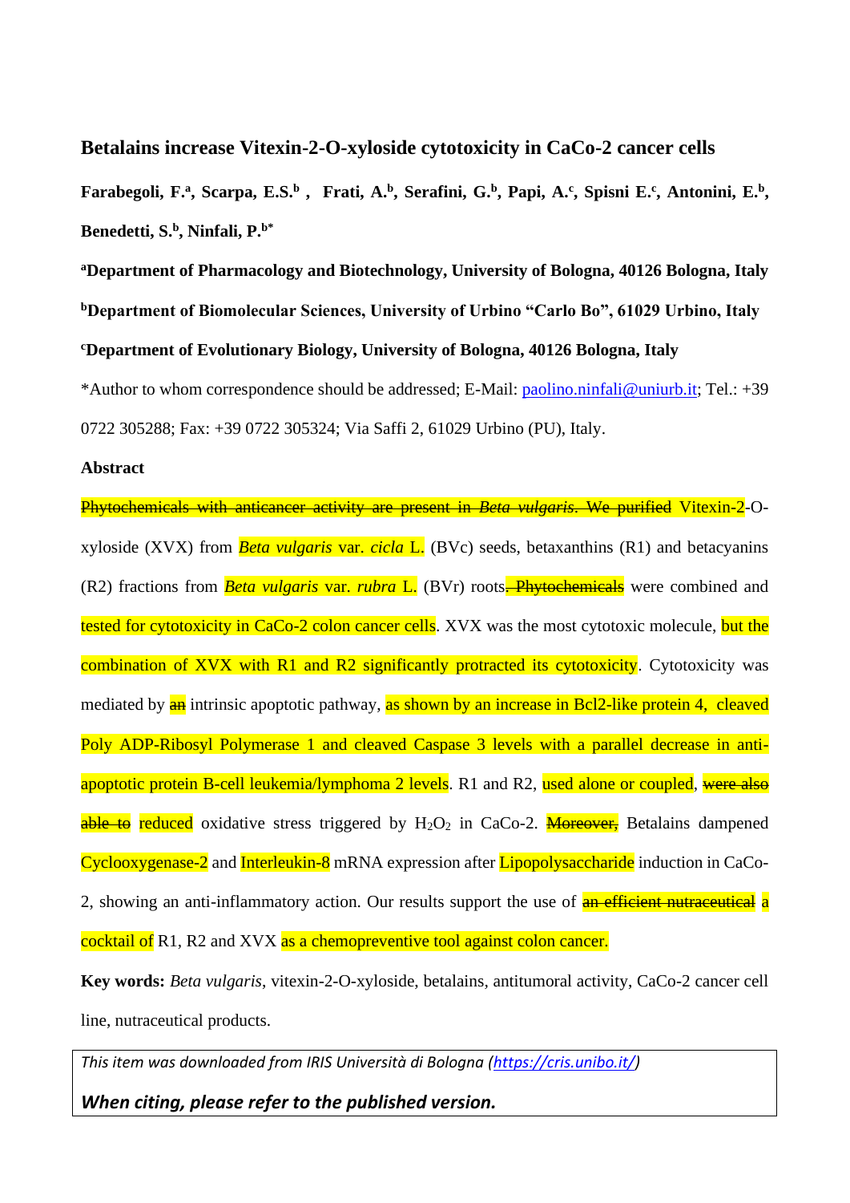# Betalains increase Vitexin-2-O-xyloside cytotoxicity in CaCo-2 cancer cells

**Farabegoli, F.[a], Scarpa, E.S.[b], Frati, A.[b], Serafini, G.[b], Papi, A.[c], Spisni E.[c], Antonini, E.[b], Benedetti, S.[b], Ninfali, P.[b*]**

**[a]Department of Pharmacology and Biotechnology, University of Bologna, 40126 Bologna, Italy**

**[b]Department of Biomolecular Sciences, University of Urbino "Carlo Bo", 61029 Urbino, Italy**

**[c]Department of Evolutionary Biology, University of Bologna, 40126 Bologna, Italy**

*Author to whom correspondence should be addressed; E-Mail: paolino.ninfali@uniurb.it; Tel.: +39 0722 305288; Fax: +39 0722 305324; Via Saffi 2, 61029 Urbino (PU), Italy.

**Abstract**

~~Phytochemicals with anticancer activity are present in *Beta vulgaris*. We purified~~ Vitexin-2-O-xyloside (XVX) from *Beta vulgaris* var. *cicla* L. (BVc) seeds, betaxanthins (R1) and betacyanins (R2) fractions from *Beta vulgaris* var. *rubra* L. (BVr) roots~~. Phytochemicals~~ were combined and tested for cytotoxicity in CaCo-2 colon cancer cells. XVX was the most cytotoxic molecule, but the combination of XVX with R1 and R2 significantly protracted its cytotoxicity. Cytotoxicity was mediated by ~~an~~ intrinsic apoptotic pathway, as shown by an increase in Bcl2-like protein 4, cleaved Poly ADP-Ribosyl Polymerase 1 and cleaved Caspase 3 levels with a parallel decrease in anti-apoptotic protein B-cell leukemia/lymphoma 2 levels. R1 and R2, used alone or coupled, ~~were also able to~~ reduced oxidative stress triggered by $H_2O_2$ in CaCo-2. ~~Moreover,~~ Betalains dampened Cyclooxygenase-2 and Interleukin-8 mRNA expression after Lipopolysaccharide induction in CaCo-2, showing an anti-inflammatory action. Our results support the use of ~~an efficient nutraceutical~~ a cocktail of R1, R2 and XVX as a chemopreventive tool against colon cancer.

**Key words:** *Beta vulgaris*, vitexin-2-O-xyloside, betalains, antitumoral activity, CaCo-2 cancer cell line, nutraceutical products.

*This item was downloaded from IRIS Università di Bologna (https://cris.unibo.it/)*

***When citing, please refer to the published version.***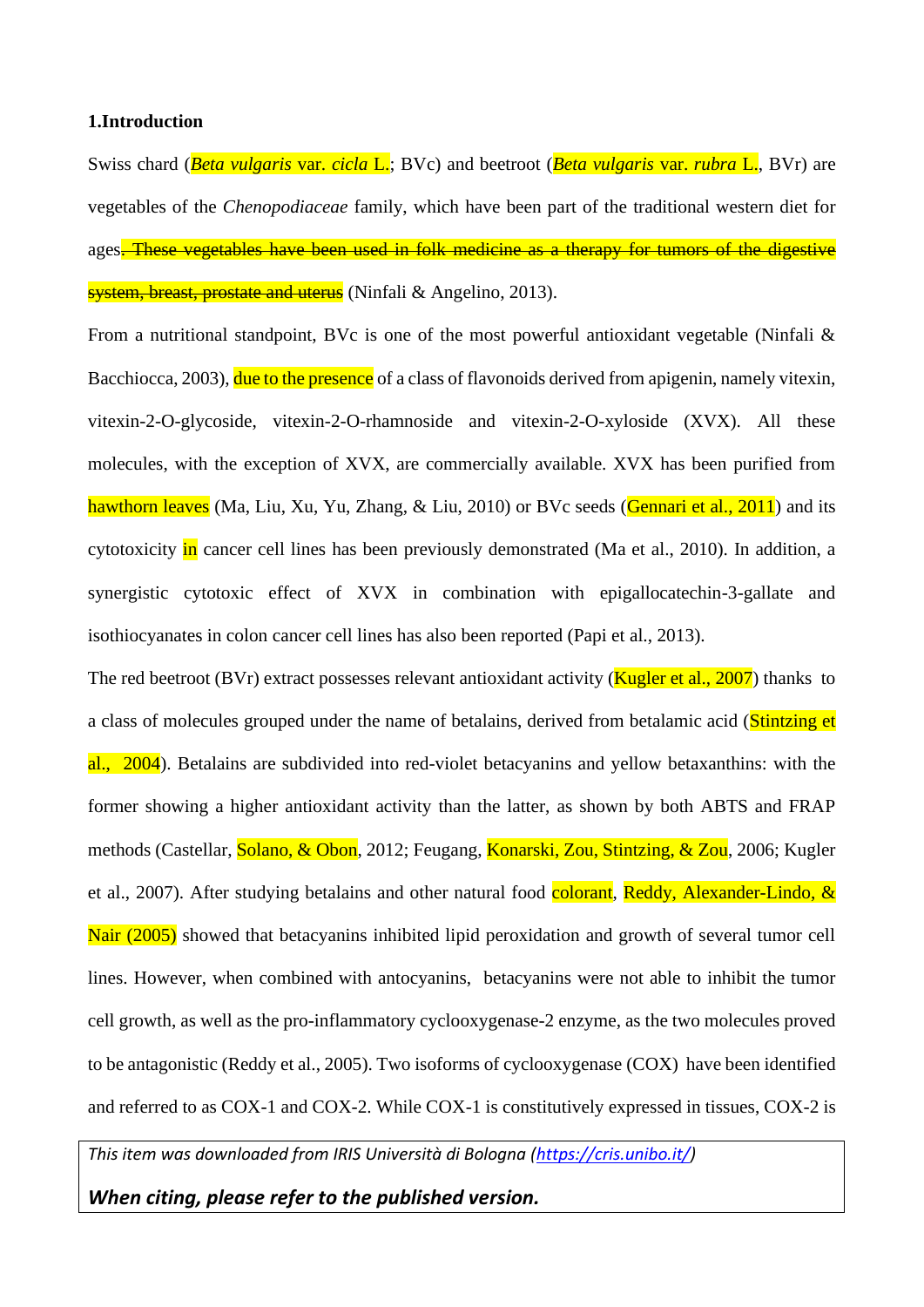**1.Introduction**

Swiss chard (*Beta vulgaris* var. *cicla* L.; BVc) and beetroot (*Beta vulgaris* var. *rubra* L., BVr) are vegetables of the *Chenopodiaceae* family, which have been part of the traditional western diet for ages~~. These vegetables have been used in folk medicine as a therapy for tumors of the digestive system, breast, prostate and uterus~~ (Ninfali & Angelino, 2013).

From a nutritional standpoint, BVc is one of the most powerful antioxidant vegetable (Ninfali & Bacchiocca, 2003), due to the presence of a class of flavonoids derived from apigenin, namely vitexin, vitexin-2-O-glycoside, vitexin-2-O-rhamnoside and vitexin-2-O-xyloside (XVX). All these molecules, with the exception of XVX, are commercially available. XVX has been purified from hawthorn leaves (Ma, Liu, Xu, Yu, Zhang, & Liu, 2010) or BVc seeds (Gennari et al., 2011) and its cytotoxicity in cancer cell lines has been previously demonstrated (Ma et al., 2010). In addition, a synergistic cytotoxic effect of XVX in combination with epigallocatechin-3-gallate and isothiocyanates in colon cancer cell lines has also been reported (Papi et al., 2013).

The red beetroot (BVr) extract possesses relevant antioxidant activity (Kugler et al., 2007) thanks to a class of molecules grouped under the name of betalains, derived from betalamic acid (Stintzing et al., 2004). Betalains are subdivided into red-violet betacyanins and yellow betaxanthins: with the former showing a higher antioxidant activity than the latter, as shown by both ABTS and FRAP methods (Castellar, Solano, & Obon, 2012; Feugang, Konarski, Zou, Stintzing, & Zou, 2006; Kugler et al., 2007). After studying betalains and other natural food colorant, Reddy, Alexander-Lindo, & Nair (2005) showed that betacyanins inhibited lipid peroxidation and growth of several tumor cell lines. However, when combined with antocyanins, betacyanins were not able to inhibit the tumor cell growth, as well as the pro-inflammatory cyclooxygenase-2 enzyme, as the two molecules proved to be antagonistic (Reddy et al., 2005). Two isoforms of cyclooxygenase (COX) have been identified and referred to as COX-1 and COX-2. While COX-1 is constitutively expressed in tissues, COX-2 is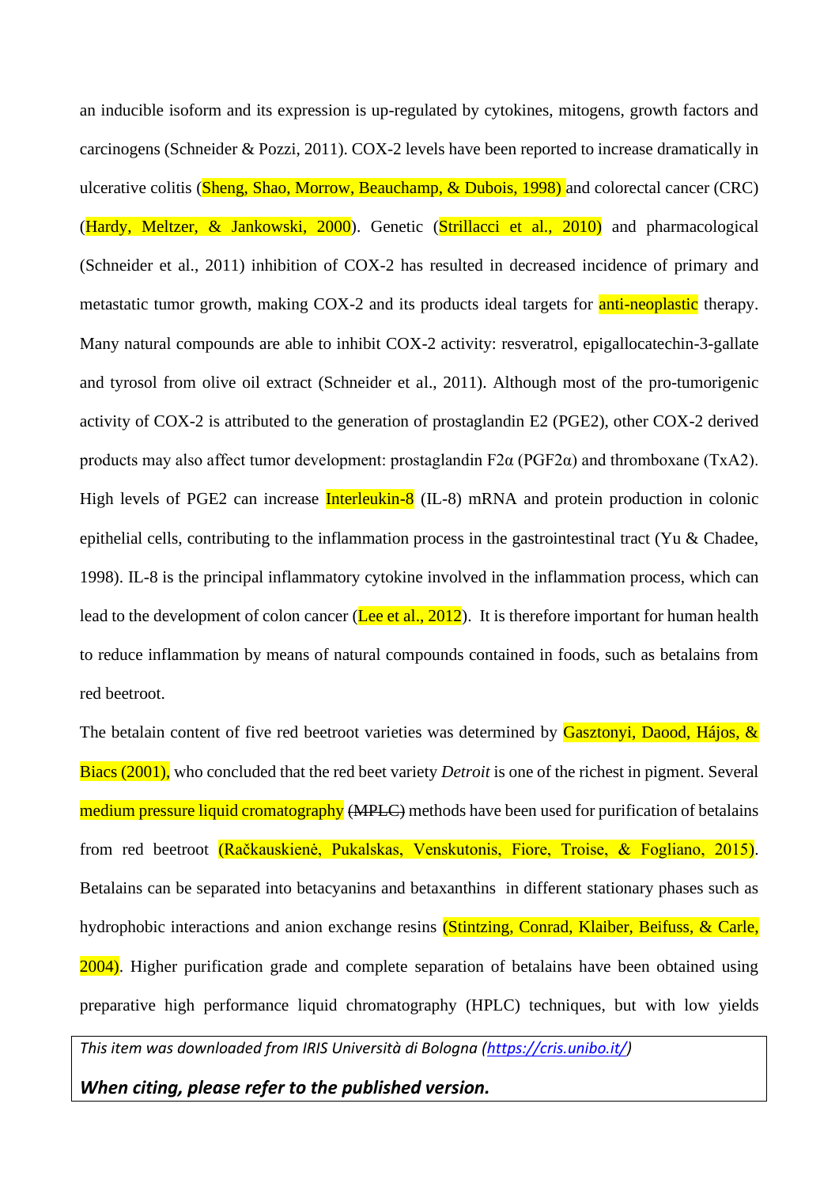an inducible isoform and its expression is up-regulated by cytokines, mitogens, growth factors and carcinogens (Schneider & Pozzi, 2011). COX-2 levels have been reported to increase dramatically in ulcerative colitis (Sheng, Shao, Morrow, Beauchamp, & Dubois, 1998) and colorectal cancer (CRC) (Hardy, Meltzer, & Jankowski, 2000). Genetic (Strillacci et al., 2010) and pharmacological (Schneider et al., 2011) inhibition of COX-2 has resulted in decreased incidence of primary and metastatic tumor growth, making COX-2 and its products ideal targets for anti-neoplastic therapy. Many natural compounds are able to inhibit COX-2 activity: resveratrol, epigallocatechin-3-gallate and tyrosol from olive oil extract (Schneider et al., 2011). Although most of the pro-tumorigenic activity of COX-2 is attributed to the generation of prostaglandin E2 (PGE2), other COX-2 derived products may also affect tumor development: prostaglandin F2α (PGF2α) and thromboxane (TxA2). High levels of PGE2 can increase Interleukin-8 (IL-8) mRNA and protein production in colonic epithelial cells, contributing to the inflammation process in the gastrointestinal tract (Yu & Chadee, 1998). IL-8 is the principal inflammatory cytokine involved in the inflammation process, which can lead to the development of colon cancer (Lee et al., 2012). It is therefore important for human health to reduce inflammation by means of natural compounds contained in foods, such as betalains from red beetroot.

The betalain content of five red beetroot varieties was determined by Gasztonyi, Daood, Hájos, & Biacs (2001), who concluded that the red beet variety *Detroit* is one of the richest in pigment. Several medium pressure liquid cromatography ~~(MPLC)~~ methods have been used for purification of betalains from red beetroot (Račkauskienė, Pukalskas, Venskutonis, Fiore, Troise, & Fogliano, 2015). Betalains can be separated into betacyanins and betaxanthins in different stationary phases such as hydrophobic interactions and anion exchange resins (Stintzing, Conrad, Klaiber, Beifuss, & Carle, 2004). Higher purification grade and complete separation of betalains have been obtained using preparative high performance liquid chromatography (HPLC) techniques, but with low yields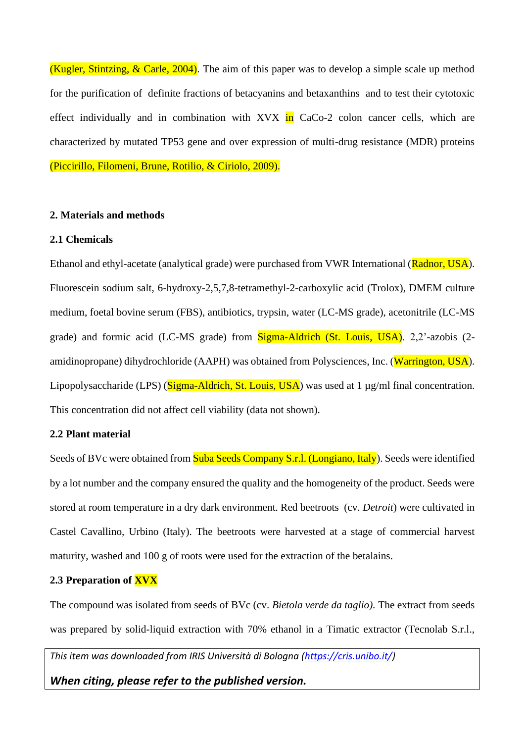(Kugler, Stintzing, & Carle, 2004). The aim of this paper was to develop a simple scale up method for the purification of definite fractions of betacyanins and betaxanthins and to test their cytotoxic effect individually and in combination with XVX in CaCo-2 colon cancer cells, which are characterized by mutated TP53 gene and over expression of multi-drug resistance (MDR) proteins (Piccirillo, Filomeni, Brune, Rotilio, & Ciriolo, 2009).

## 2. Materials and methods

### 2.1 Chemicals

Ethanol and ethyl-acetate (analytical grade) were purchased from VWR International (Radnor, USA). Fluorescein sodium salt, 6-hydroxy-2,5,7,8-tetramethyl-2-carboxylic acid (Trolox), DMEM culture medium, foetal bovine serum (FBS), antibiotics, trypsin, water (LC-MS grade), acetonitrile (LC-MS grade) and formic acid (LC-MS grade) from Sigma-Aldrich (St. Louis, USA). 2,2'-azobis (2-amidinopropane) dihydrochloride (AAPH) was obtained from Polysciences, Inc. (Warrington, USA). Lipopolysaccharide (LPS) (Sigma-Aldrich, St. Louis, USA) was used at 1 µg/ml final concentration. This concentration did not affect cell viability (data not shown).

### 2.2 Plant material

Seeds of BVc were obtained from Suba Seeds Company S.r.l. (Longiano, Italy). Seeds were identified by a lot number and the company ensured the quality and the homogeneity of the product. Seeds were stored at room temperature in a dry dark environment. Red beetroots (cv. *Detroit*) were cultivated in Castel Cavallino, Urbino (Italy). The beetroots were harvested at a stage of commercial harvest maturity, washed and 100 g of roots were used for the extraction of the betalains.

### 2.3 Preparation of XVX

The compound was isolated from seeds of BVc (cv. *Bietola verde da taglio).* The extract from seeds was prepared by solid-liquid extraction with 70% ethanol in a Timatic extractor (Tecnolab S.r.l.,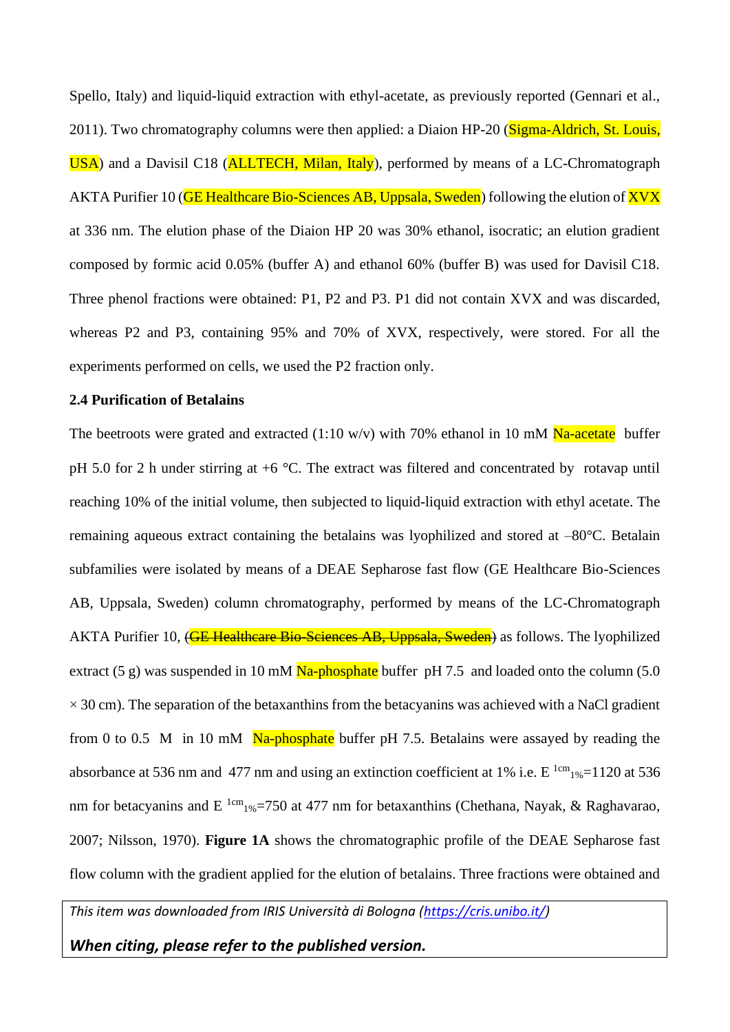Spello, Italy) and liquid-liquid extraction with ethyl-acetate, as previously reported (Gennari et al., 2011). Two chromatography columns were then applied: a Diaion HP-20 (Sigma-Aldrich, St. Louis, USA) and a Davisil C18 (ALLTECH, Milan, Italy), performed by means of a LC-Chromatograph AKTA Purifier 10 (GE Healthcare Bio-Sciences AB, Uppsala, Sweden) following the elution of XVX at 336 nm. The elution phase of the Diaion HP 20 was 30% ethanol, isocratic; an elution gradient composed by formic acid 0.05% (buffer A) and ethanol 60% (buffer B) was used for Davisil C18. Three phenol fractions were obtained: P1, P2 and P3. P1 did not contain XVX and was discarded, whereas P2 and P3, containing 95% and 70% of XVX, respectively, were stored. For all the experiments performed on cells, we used the P2 fraction only.

### 2.4 Purification of Betalains

The beetroots were grated and extracted (1:10 w/v) with 70% ethanol in 10 mM Na-acetate buffer pH 5.0 for 2 h under stirring at +6 °C. The extract was filtered and concentrated by rotavap until reaching 10% of the initial volume, then subjected to liquid-liquid extraction with ethyl acetate. The remaining aqueous extract containing the betalains was lyophilized and stored at –80°C. Betalain subfamilies were isolated by means of a DEAE Sepharose fast flow (GE Healthcare Bio-Sciences AB, Uppsala, Sweden) column chromatography, performed by means of the LC-Chromatograph AKTA Purifier 10, ~~(GE Healthcare Bio-Sciences AB, Uppsala, Sweden)~~ as follows. The lyophilized extract (5 g) was suspended in 10 mM Na-phosphate buffer pH 7.5 and loaded onto the column (5.0 × 30 cm). The separation of the betaxanthins from the betacyanins was achieved with a NaCl gradient from 0 to 0.5 M in 10 mM Na-phosphate buffer pH 7.5. Betalains were assayed by reading the absorbance at 536 nm and 477 nm and using an extinction coefficient at 1% i.e. $E^{1cm}_{1\%}=1120$ at 536 nm for betacyanins and $E^{1cm}_{1\%}=750$ at 477 nm for betaxanthins (Chethana, Nayak, & Raghavarao, 2007; Nilsson, 1970). **Figure 1A** shows the chromatographic profile of the DEAE Sepharose fast flow column with the gradient applied for the elution of betalains. Three fractions were obtained and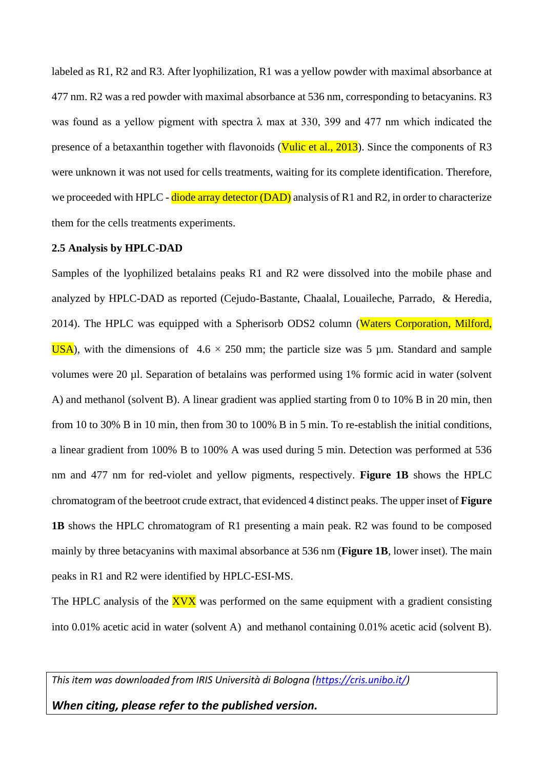labeled as R1, R2 and R3. After lyophilization, R1 was a yellow powder with maximal absorbance at 477 nm. R2 was a red powder with maximal absorbance at 536 nm, corresponding to betacyanins. R3 was found as a yellow pigment with spectra λ max at 330, 399 and 477 nm which indicated the presence of a betaxanthin together with flavonoids (Vulic et al., 2013). Since the components of R3 were unknown it was not used for cells treatments, waiting for its complete identification. Therefore, we proceeded with HPLC - diode array detector (DAD) analysis of R1 and R2, in order to characterize them for the cells treatments experiments.

**2.5 Analysis by HPLC-DAD**

Samples of the lyophilized betalains peaks R1 and R2 were dissolved into the mobile phase and analyzed by HPLC-DAD as reported (Cejudo-Bastante, Chaalal, Louaileche, Parrado, & Heredia, 2014). The HPLC was equipped with a Spherisorb ODS2 column (Waters Corporation, Milford, USA), with the dimensions of $4.6 \times 250$ mm; the particle size was 5 µm. Standard and sample volumes were 20 µl. Separation of betalains was performed using 1% formic acid in water (solvent A) and methanol (solvent B). A linear gradient was applied starting from 0 to 10% B in 20 min, then from 10 to 30% B in 10 min, then from 30 to 100% B in 5 min. To re-establish the initial conditions, a linear gradient from 100% B to 100% A was used during 5 min. Detection was performed at 536 nm and 477 nm for red-violet and yellow pigments, respectively. **Figure 1B** shows the HPLC chromatogram of the beetroot crude extract, that evidenced 4 distinct peaks. The upper inset of **Figure 1B** shows the HPLC chromatogram of R1 presenting a main peak. R2 was found to be composed mainly by three betacyanins with maximal absorbance at 536 nm (**Figure 1B**, lower inset). The main peaks in R1 and R2 were identified by HPLC-ESI-MS.

The HPLC analysis of the XVX was performed on the same equipment with a gradient consisting into 0.01% acetic acid in water (solvent A) and methanol containing 0.01% acetic acid (solvent B).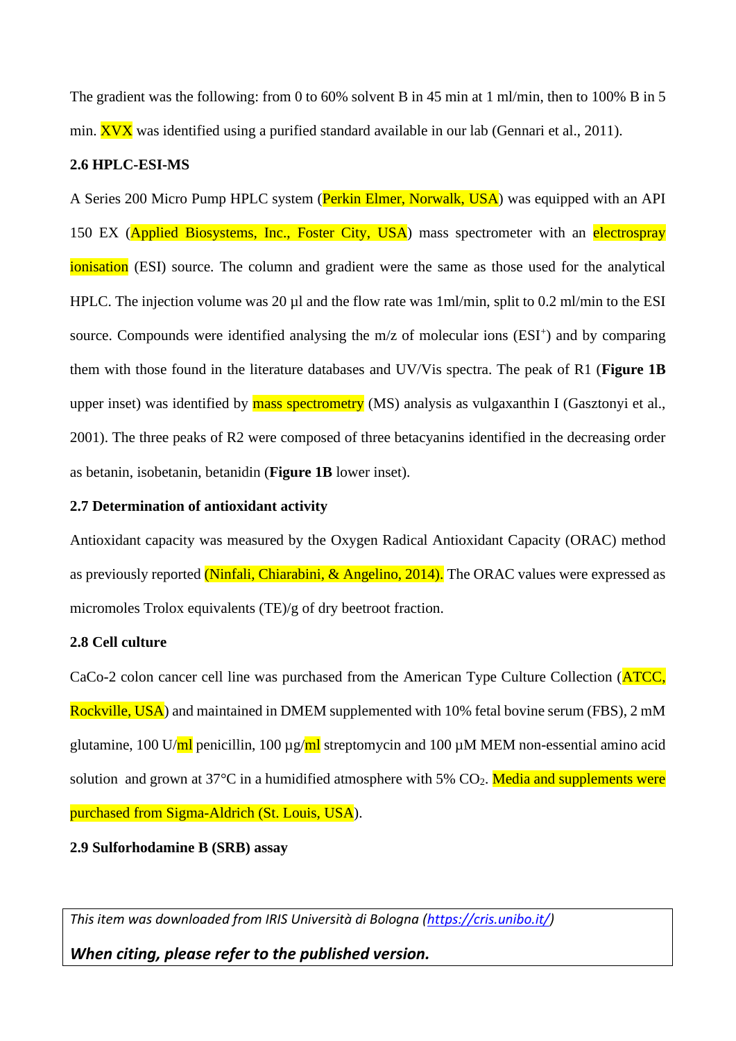The gradient was the following: from 0 to 60% solvent B in 45 min at 1 ml/min, then to 100% B in 5 min. XVX was identified using a purified standard available in our lab (Gennari et al., 2011).

**2.6 HPLC-ESI-MS**

A Series 200 Micro Pump HPLC system (Perkin Elmer, Norwalk, USA) was equipped with an API 150 EX (Applied Biosystems, Inc., Foster City, USA) mass spectrometer with an electrospray ionisation (ESI) source. The column and gradient were the same as those used for the analytical HPLC. The injection volume was 20 µl and the flow rate was 1ml/min, split to 0.2 ml/min to the ESI source. Compounds were identified analysing the m/z of molecular ions ($ESI^+$) and by comparing them with those found in the literature databases and UV/Vis spectra. The peak of R1 (**Figure 1B** upper inset) was identified by mass spectrometry (MS) analysis as vulgaxanthin I (Gasztonyi et al., 2001). The three peaks of R2 were composed of three betacyanins identified in the decreasing order as betanin, isobetanin, betanidin (**Figure 1B** lower inset).

**2.7 Determination of antioxidant activity**

Antioxidant capacity was measured by the Oxygen Radical Antioxidant Capacity (ORAC) method as previously reported (Ninfali, Chiarabini, & Angelino, 2014). The ORAC values were expressed as micromoles Trolox equivalents (TE)/g of dry beetroot fraction.

**2.8 Cell culture**

CaCo-2 colon cancer cell line was purchased from the American Type Culture Collection (ATCC, Rockville, USA) and maintained in DMEM supplemented with 10% fetal bovine serum (FBS), 2 mM glutamine, 100 U/ml penicillin, 100 µg/ml streptomycin and 100 µM MEM non-essential amino acid solution and grown at 37°C in a humidified atmosphere with 5% $CO_2$. Media and supplements were purchased from Sigma-Aldrich (St. Louis, USA).

**2.9 Sulforhodamine B (SRB) assay**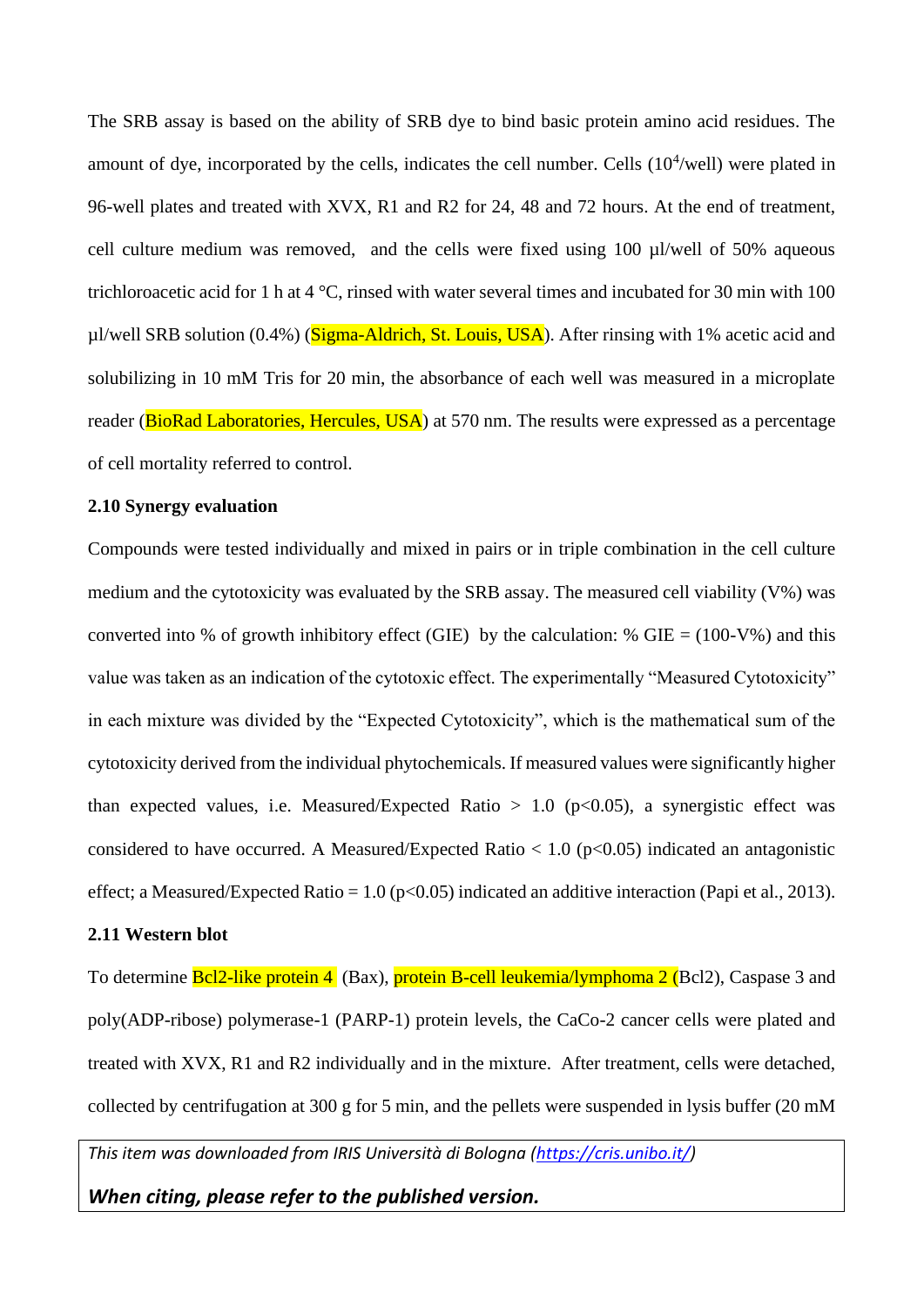The SRB assay is based on the ability of SRB dye to bind basic protein amino acid residues. The amount of dye, incorporated by the cells, indicates the cell number. Cells ($10^4$/well) were plated in 96-well plates and treated with XVX, R1 and R2 for 24, 48 and 72 hours. At the end of treatment, cell culture medium was removed, and the cells were fixed using 100 µl/well of 50% aqueous trichloroacetic acid for 1 h at 4 °C, rinsed with water several times and incubated for 30 min with 100 µl/well SRB solution (0.4%) (Sigma-Aldrich, St. Louis, USA). After rinsing with 1% acetic acid and solubilizing in 10 mM Tris for 20 min, the absorbance of each well was measured in a microplate reader (BioRad Laboratories, Hercules, USA) at 570 nm. The results were expressed as a percentage of cell mortality referred to control.

**2.10 Synergy evaluation**

Compounds were tested individually and mixed in pairs or in triple combination in the cell culture medium and the cytotoxicity was evaluated by the SRB assay. The measured cell viability (V%) was converted into % of growth inhibitory effect (GIE) by the calculation: % GIE = (100-V%) and this value was taken as an indication of the cytotoxic effect. The experimentally "Measured Cytotoxicity" in each mixture was divided by the "Expected Cytotoxicity", which is the mathematical sum of the cytotoxicity derived from the individual phytochemicals. If measured values were significantly higher than expected values, i.e. Measured/Expected Ratio > 1.0 ($p<0.05$), a synergistic effect was considered to have occurred. A Measured/Expected Ratio < 1.0 ($p<0.05$) indicated an antagonistic effect; a Measured/Expected Ratio = 1.0 ($p<0.05$) indicated an additive interaction (Papi et al., 2013).

**2.11 Western blot**

To determine Bcl2-like protein 4 (Bax), protein B-cell leukemia/lymphoma 2 (Bcl2), Caspase 3 and poly(ADP-ribose) polymerase-1 (PARP-1) protein levels, the CaCo-2 cancer cells were plated and treated with XVX, R1 and R2 individually and in the mixture. After treatment, cells were detached, collected by centrifugation at 300 g for 5 min, and the pellets were suspended in lysis buffer (20 mM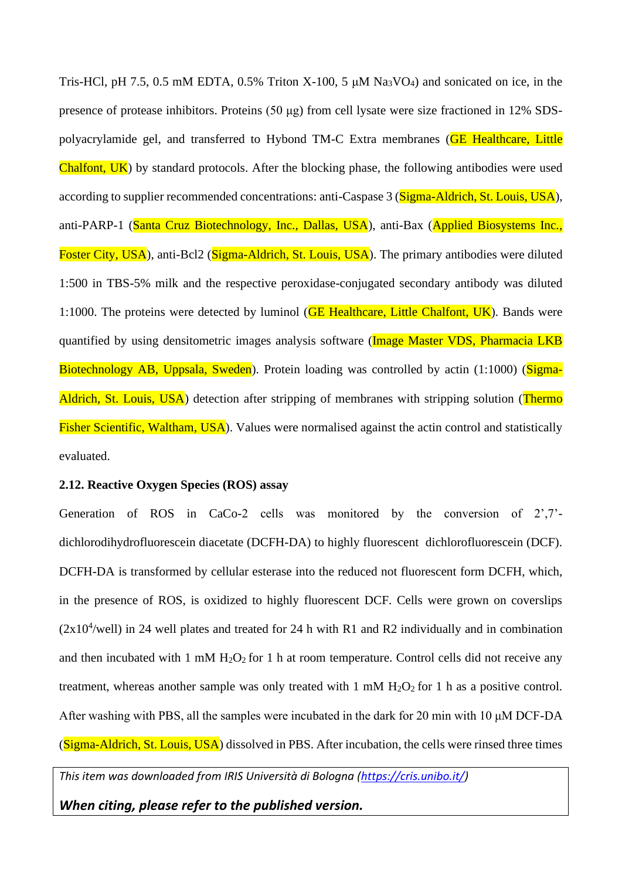Tris-HCl, pH 7.5, 0.5 mM EDTA, 0.5% Triton X-100, 5 μM $Na_3VO_4$) and sonicated on ice, in the presence of protease inhibitors. Proteins (50 μg) from cell lysate were size fractioned in 12% SDS-polyacrylamide gel, and transferred to Hybond TM-C Extra membranes (GE Healthcare, Little Chalfont, UK) by standard protocols. After the blocking phase, the following antibodies were used according to supplier recommended concentrations: anti-Caspase 3 (Sigma-Aldrich, St. Louis, USA), anti-PARP-1 (Santa Cruz Biotechnology, Inc., Dallas, USA), anti-Bax (Applied Biosystems Inc., Foster City, USA), anti-Bcl2 (Sigma-Aldrich, St. Louis, USA). The primary antibodies were diluted 1:500 in TBS-5% milk and the respective peroxidase-conjugated secondary antibody was diluted 1:1000. The proteins were detected by luminol (GE Healthcare, Little Chalfont, UK). Bands were quantified by using densitometric images analysis software (Image Master VDS, Pharmacia LKB Biotechnology AB, Uppsala, Sweden). Protein loading was controlled by actin (1:1000) (Sigma-Aldrich, St. Louis, USA) detection after stripping of membranes with stripping solution (Thermo Fisher Scientific, Waltham, USA). Values were normalised against the actin control and statistically evaluated.

### 2.12. Reactive Oxygen Species (ROS) assay

Generation of ROS in CaCo-2 cells was monitored by the conversion of 2',7'-dichlorodihydrofluorescein diacetate (DCFH-DA) to highly fluorescent dichlorofluorescein (DCF). DCFH-DA is transformed by cellular esterase into the reduced not fluorescent form DCFH, which, in the presence of ROS, is oxidized to highly fluorescent DCF. Cells were grown on coverslips ($2x10^4$/well) in 24 well plates and treated for 24 h with R1 and R2 individually and in combination and then incubated with 1 mM $H_2O_2$ for 1 h at room temperature. Control cells did not receive any treatment, whereas another sample was only treated with 1 mM $H_2O_2$ for 1 h as a positive control. After washing with PBS, all the samples were incubated in the dark for 20 min with 10 μM DCF-DA (Sigma-Aldrich, St. Louis, USA) dissolved in PBS. After incubation, the cells were rinsed three times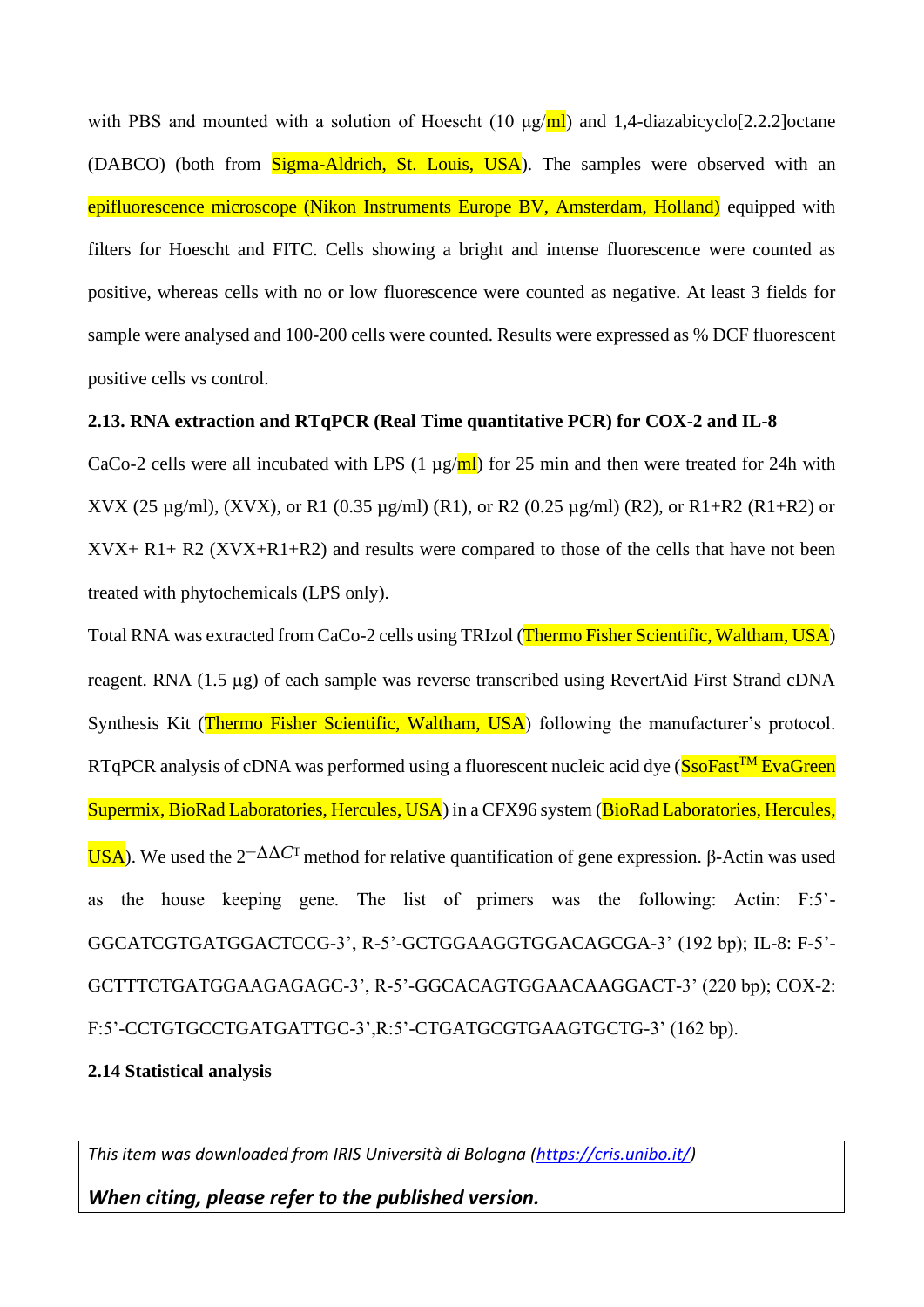with PBS and mounted with a solution of Hoescht (10 µg/ml) and 1,4-diazabicyclo[2.2.2]octane (DABCO) (both from Sigma-Aldrich, St. Louis, USA). The samples were observed with an epifluorescence microscope (Nikon Instruments Europe BV, Amsterdam, Holland) equipped with filters for Hoescht and FITC. Cells showing a bright and intense fluorescence were counted as positive, whereas cells with no or low fluorescence were counted as negative. At least 3 fields for sample were analysed and 100-200 cells were counted. Results were expressed as % DCF fluorescent positive cells vs control.

**2.13. RNA extraction and RTqPCR (Real Time quantitative PCR) for COX-2 and IL-8**

CaCo-2 cells were all incubated with LPS (1 µg/ml) for 25 min and then were treated for 24h with XVX (25 µg/ml), (XVX), or R1 (0.35 µg/ml) (R1), or R2 (0.25 µg/ml) (R2), or R1+R2 (R1+R2) or XVX+ R1+ R2 (XVX+R1+R2) and results were compared to those of the cells that have not been treated with phytochemicals (LPS only).

Total RNA was extracted from CaCo-2 cells using TRIzol (Thermo Fisher Scientific, Waltham, USA) reagent. RNA (1.5 µg) of each sample was reverse transcribed using RevertAid First Strand cDNA Synthesis Kit (Thermo Fisher Scientific, Waltham, USA) following the manufacturer's protocol. RTqPCR analysis of cDNA was performed using a fluorescent nucleic acid dye (SsoFast™ EvaGreen Supermix, BioRad Laboratories, Hercules, USA) in a CFX96 system (BioRad Laboratories, Hercules, USA). We used the $2^{-\Delta\Delta C_T}$ method for relative quantification of gene expression. β-Actin was used as the house keeping gene. The list of primers was the following: Actin: F:5'-GGCATCGTGATGGACTCCG-3', R-5'-GCTGGAAGGTGGACAGCGA-3' (192 bp); IL-8: F-5'-GCTTTCTGATGGAAGAGAGC-3', R-5'-GGCACAGTGGAACAAGGACT-3' (220 bp); COX-2: F:5'-CCTGTGCCTGATGATTGC-3',R:5'-CTGATGCGTGAAGTGCTG-3' (162 bp).

**2.14 Statistical analysis**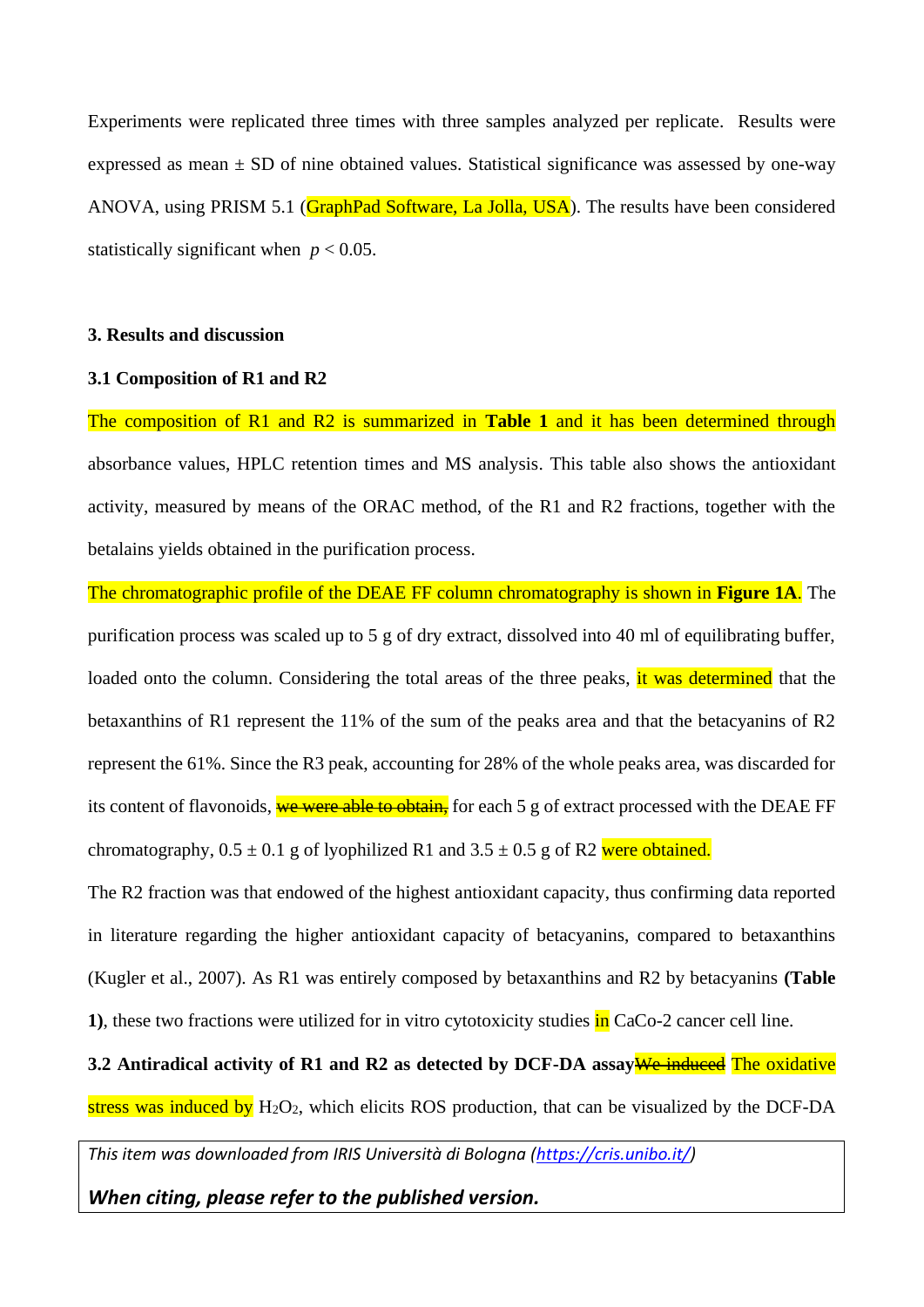Experiments were replicated three times with three samples analyzed per replicate. Results were expressed as mean ± SD of nine obtained values. Statistical significance was assessed by one-way ANOVA, using PRISM 5.1 (GraphPad Software, La Jolla, USA). The results have been considered statistically significant when $p < 0.05$.

## 3. Results and discussion

### 3.1 Composition of R1 and R2

The composition of R1 and R2 is summarized in **Table 1** and it has been determined through absorbance values, HPLC retention times and MS analysis. This table also shows the antioxidant activity, measured by means of the ORAC method, of the R1 and R2 fractions, together with the betalains yields obtained in the purification process.

The chromatographic profile of the DEAE FF column chromatography is shown in **Figure 1A**. The purification process was scaled up to 5 g of dry extract, dissolved into 40 ml of equilibrating buffer, loaded onto the column. Considering the total areas of the three peaks, it was determined that the betaxanthins of R1 represent the 11% of the sum of the peaks area and that the betacyanins of R2 represent the 61%. Since the R3 peak, accounting for 28% of the whole peaks area, was discarded for its content of flavonoids, ~~we were able to obtain,~~ for each 5 g of extract processed with the DEAE FF chromatography, 0.5 ± 0.1 g of lyophilized R1 and 3.5 ± 0.5 g of R2 were obtained.

The R2 fraction was that endowed of the highest antioxidant capacity, thus confirming data reported in literature regarding the higher antioxidant capacity of betacyanins, compared to betaxanthins (Kugler et al., 2007). As R1 was entirely composed by betaxanthins and R2 by betacyanins **(Table 1)**, these two fractions were utilized for in vitro cytotoxicity studies in CaCo-2 cancer cell line.

**3.2 Antiradical activity of R1 and R2 as detected by DCF-DA assay**~~We induced~~ The oxidative stress was induced by $H_2O_2$, which elicits ROS production, that can be visualized by the DCF-DA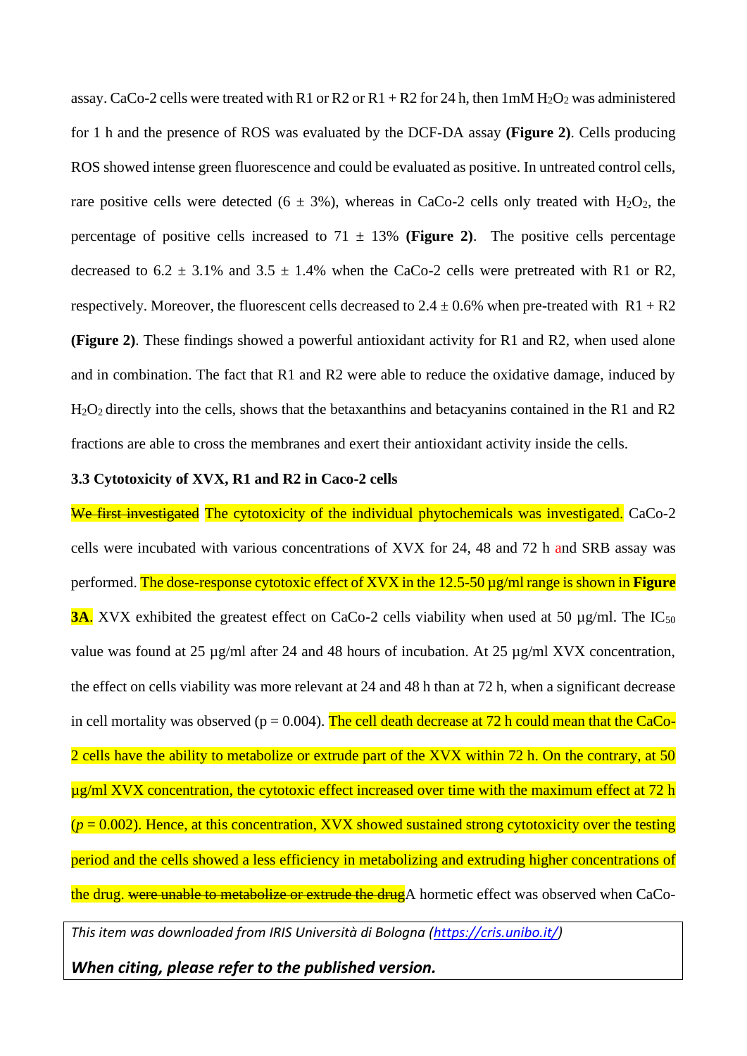assay. CaCo-2 cells were treated with R1 or R2 or R1 + R2 for 24 h, then 1mM $H_2O_2$ was administered for 1 h and the presence of ROS was evaluated by the DCF-DA assay **(Figure 2)**. Cells producing ROS showed intense green fluorescence and could be evaluated as positive. In untreated control cells, rare positive cells were detected (6 ± 3%), whereas in CaCo-2 cells only treated with $H_2O_2$, the percentage of positive cells increased to 71 ± 13% **(Figure 2)**. The positive cells percentage decreased to 6.2 ± 3.1% and 3.5 ± 1.4% when the CaCo-2 cells were pretreated with R1 or R2, respectively. Moreover, the fluorescent cells decreased to 2.4 ± 0.6% when pre-treated with R1 + R2 **(Figure 2)**. These findings showed a powerful antioxidant activity for R1 and R2, when used alone and in combination. The fact that R1 and R2 were able to reduce the oxidative damage, induced by $H_2O_2$ directly into the cells, shows that the betaxanthins and betacyanins contained in the R1 and R2 fractions are able to cross the membranes and exert their antioxidant activity inside the cells.

### 3.3 Cytotoxicity of XVX, R1 and R2 in Caco-2 cells

~~We first investigated~~ The cytotoxicity of the individual phytochemicals was investigated. CaCo-2 cells were incubated with various concentrations of XVX for 24, 48 and 72 h and SRB assay was performed. The dose-response cytotoxic effect of XVX in the 12.5-50 µg/ml range is shown in **Figure 3A**. XVX exhibited the greatest effect on CaCo-2 cells viability when used at 50 µg/ml. The $IC_{50}$ value was found at 25 µg/ml after 24 and 48 hours of incubation. At 25 µg/ml XVX concentration, the effect on cells viability was more relevant at 24 and 48 h than at 72 h, when a significant decrease in cell mortality was observed ($p = 0.004$). The cell death decrease at 72 h could mean that the CaCo-2 cells have the ability to metabolize or extrude part of the XVX within 72 h. On the contrary, at 50 µg/ml XVX concentration, the cytotoxic effect increased over time with the maximum effect at 72 h ($p = 0.002$). Hence, at this concentration, XVX showed sustained strong cytotoxicity over the testing period and the cells showed a less efficiency in metabolizing and extruding higher concentrations of the drug. ~~were unable to metabolize or extrude the drug~~A hormetic effect was observed when CaCo-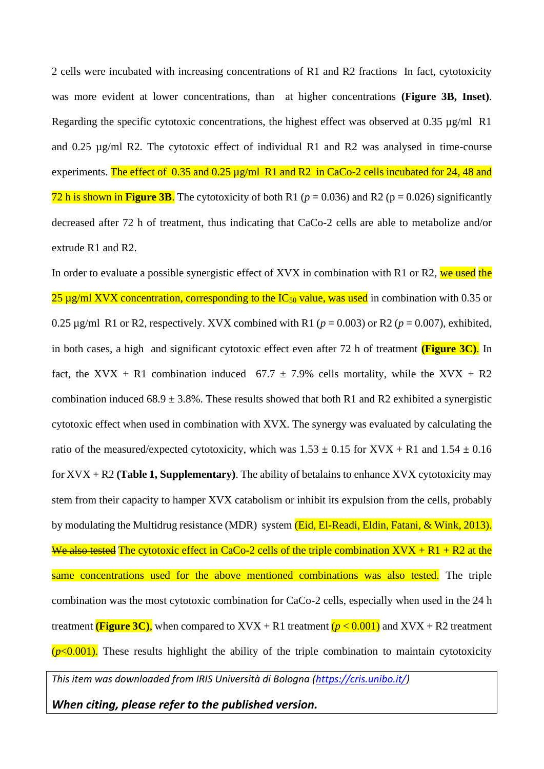2 cells were incubated with increasing concentrations of R1 and R2 fractions  In fact, cytotoxicity was more evident at lower concentrations, than  at higher concentrations **(Figure 3B, Inset)**. Regarding the specific cytotoxic concentrations, the highest effect was observed at 0.35 µg/ml  R1 and 0.25 µg/ml R2. The cytotoxic effect of individual R1 and R2 was analysed in time-course experiments. The effect of  0.35 and 0.25 µg/ml  R1 and R2  in CaCo-2 cells incubated for 24, 48 and 72 h is shown in **Figure 3B**. The cytotoxicity of both R1 ($p = 0.036$) and R2 ($p = 0.026$) significantly decreased after 72 h of treatment, thus indicating that CaCo-2 cells are able to metabolize and/or extrude R1 and R2.

In order to evaluate a possible synergistic effect of XVX in combination with R1 or R2, ~~we used~~ the 25 µg/ml XVX concentration, corresponding to the $IC_{50}$ value, was used in combination with 0.35 or 0.25 µg/ml  R1 or R2, respectively. XVX combined with R1 ($p = 0.003$) or R2 ($p = 0.007$), exhibited, in both cases, a high  and significant cytotoxic effect even after 72 h of treatment **(Figure 3C)**. In fact, the XVX + R1 combination induced  67.7 ± 7.9% cells mortality, while the XVX + R2 combination induced 68.9 ± 3.8%. These results showed that both R1 and R2 exhibited a synergistic cytotoxic effect when used in combination with XVX. The synergy was evaluated by calculating the ratio of the measured/expected cytotoxicity, which was 1.53 ± 0.15 for XVX + R1 and 1.54 ± 0.16 for XVX + R2 **(Table 1, Supplementary)**. The ability of betalains to enhance XVX cytotoxicity may stem from their capacity to hamper XVX catabolism or inhibit its expulsion from the cells, probably by modulating the Multidrug resistance (MDR)  system (Eid, El-Readi, Eldin, Fatani, & Wink, 2013). ~~We also tested~~ The cytotoxic effect in CaCo-2 cells of the triple combination XVX + R1 + R2 at the same concentrations used for the above mentioned combinations was also tested. The triple combination was the most cytotoxic combination for CaCo-2 cells, especially when used in the 24 h treatment **(Figure 3C)**, when compared to XVX + R1 treatment ($p < 0.001$) and XVX + R2 treatment ($p<0.001$). These results highlight the ability of the triple combination to maintain cytotoxicity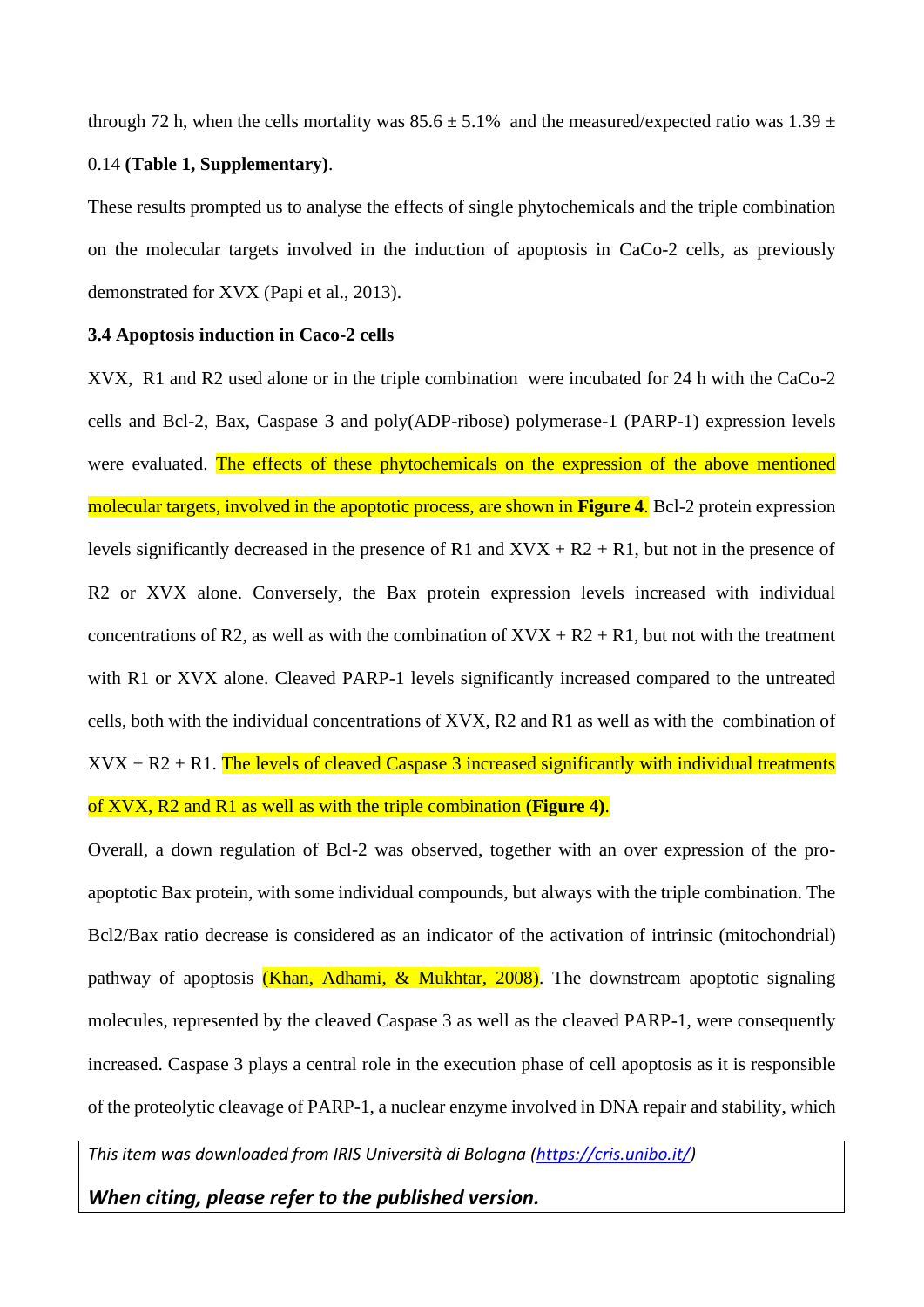through 72 h, when the cells mortality was 85.6 ± 5.1% and the measured/expected ratio was 1.39 ± 0.14 **(Table 1, Supplementary)**.

These results prompted us to analyse the effects of single phytochemicals and the triple combination on the molecular targets involved in the induction of apoptosis in CaCo-2 cells, as previously demonstrated for XVX (Papi et al., 2013).

### 3.4 Apoptosis induction in Caco-2 cells

XVX, R1 and R2 used alone or in the triple combination were incubated for 24 h with the CaCo-2 cells and Bcl-2, Bax, Caspase 3 and poly(ADP-ribose) polymerase-1 (PARP-1) expression levels were evaluated. The effects of these phytochemicals on the expression of the above mentioned molecular targets, involved in the apoptotic process, are shown in **Figure 4**. Bcl-2 protein expression levels significantly decreased in the presence of R1 and XVX + R2 + R1, but not in the presence of R2 or XVX alone. Conversely, the Bax protein expression levels increased with individual concentrations of R2, as well as with the combination of XVX + R2 + R1, but not with the treatment with R1 or XVX alone. Cleaved PARP-1 levels significantly increased compared to the untreated cells, both with the individual concentrations of XVX, R2 and R1 as well as with the combination of XVX + R2 + R1. The levels of cleaved Caspase 3 increased significantly with individual treatments of XVX, R2 and R1 as well as with the triple combination **(Figure 4)**.

Overall, a down regulation of Bcl-2 was observed, together with an over expression of the pro-apoptotic Bax protein, with some individual compounds, but always with the triple combination. The Bcl2/Bax ratio decrease is considered as an indicator of the activation of intrinsic (mitochondrial) pathway of apoptosis (Khan, Adhami, & Mukhtar, 2008). The downstream apoptotic signaling molecules, represented by the cleaved Caspase 3 as well as the cleaved PARP-1, were consequently increased. Caspase 3 plays a central role in the execution phase of cell apoptosis as it is responsible of the proteolytic cleavage of PARP-1, a nuclear enzyme involved in DNA repair and stability, which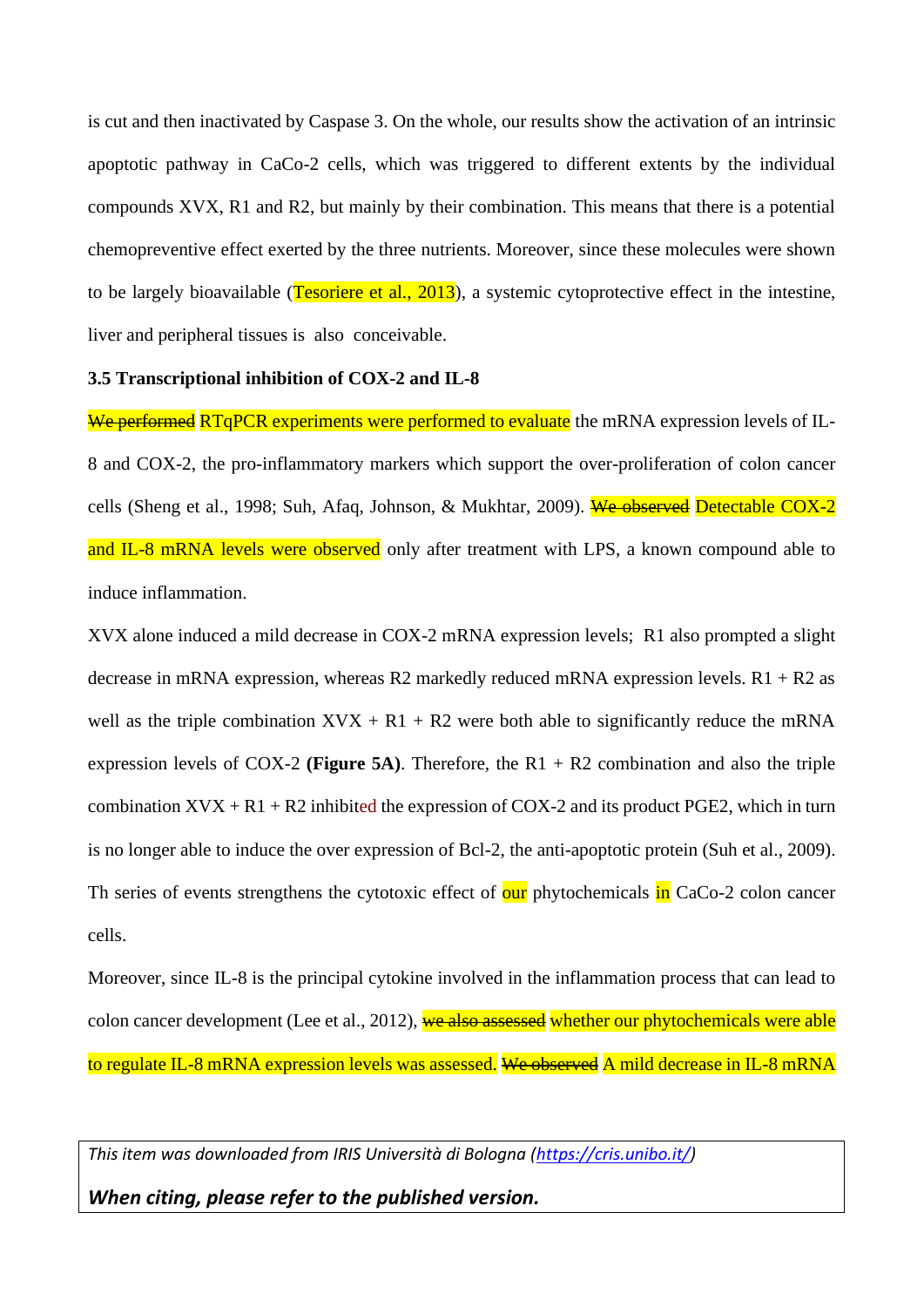is cut and then inactivated by Caspase 3. On the whole, our results show the activation of an intrinsic apoptotic pathway in CaCo-2 cells, which was triggered to different extents by the individual compounds XVX, R1 and R2, but mainly by their combination. This means that there is a potential chemopreventive effect exerted by the three nutrients. Moreover, since these molecules were shown to be largely bioavailable (Tesoriere et al., 2013), a systemic cytoprotective effect in the intestine, liver and peripheral tissues is also conceivable.

### 3.5 Transcriptional inhibition of COX-2 and IL-8

~~We performed~~ RTqPCR experiments were performed to evaluate the mRNA expression levels of IL-8 and COX-2, the pro-inflammatory markers which support the over-proliferation of colon cancer cells (Sheng et al., 1998; Suh, Afaq, Johnson, & Mukhtar, 2009). ~~We observed~~ Detectable COX-2 and IL-8 mRNA levels were observed only after treatment with LPS, a known compound able to induce inflammation.

XVX alone induced a mild decrease in COX-2 mRNA expression levels; R1 also prompted a slight decrease in mRNA expression, whereas R2 markedly reduced mRNA expression levels. R1 + R2 as well as the triple combination XVX + R1 + R2 were both able to significantly reduce the mRNA expression levels of COX-2 **(Figure 5A)**. Therefore, the R1 + R2 combination and also the triple combination XVX + R1 + R2 inhibited the expression of COX-2 and its product PGE2, which in turn is no longer able to induce the over expression of Bcl-2, the anti-apoptotic protein (Suh et al., 2009). Th series of events strengthens the cytotoxic effect of our phytochemicals in CaCo-2 colon cancer cells.

Moreover, since IL-8 is the principal cytokine involved in the inflammation process that can lead to colon cancer development (Lee et al., 2012), ~~we also assessed~~ whether our phytochemicals were able to regulate IL-8 mRNA expression levels was assessed. ~~We observed~~ A mild decrease in IL-8 mRNA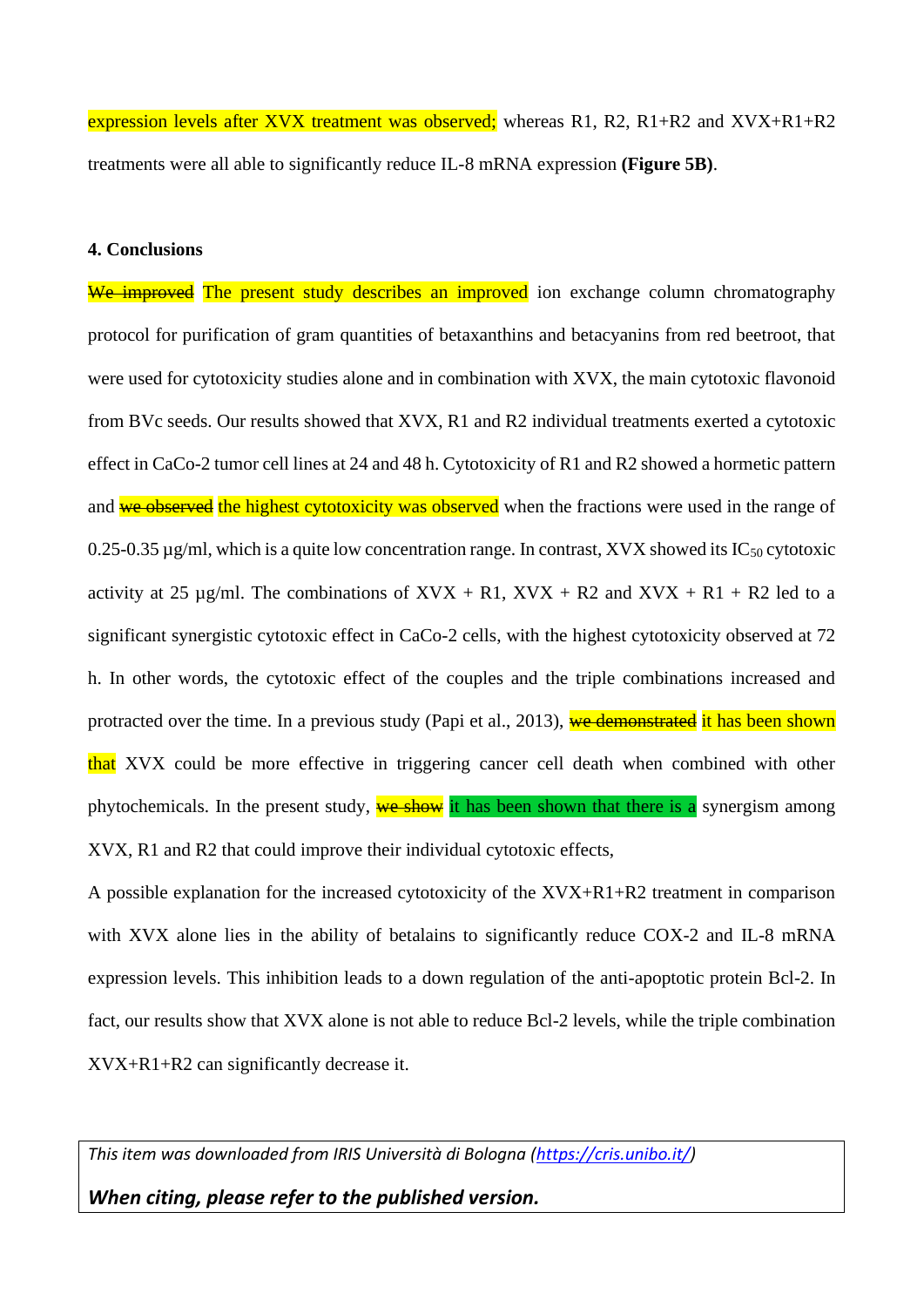expression levels after XVX treatment was observed; whereas R1, R2, R1+R2 and XVX+R1+R2 treatments were all able to significantly reduce IL-8 mRNA expression **(Figure 5B)**.

**4. Conclusions**

~~We improved~~ The present study describes an improved ion exchange column chromatography protocol for purification of gram quantities of betaxanthins and betacyanins from red beetroot, that were used for cytotoxicity studies alone and in combination with XVX, the main cytotoxic flavonoid from BVc seeds. Our results showed that XVX, R1 and R2 individual treatments exerted a cytotoxic effect in CaCo-2 tumor cell lines at 24 and 48 h. Cytotoxicity of R1 and R2 showed a hormetic pattern and ~~we observed~~ the highest cytotoxicity was observed when the fractions were used in the range of 0.25-0.35 µg/ml, which is a quite low concentration range. In contrast, XVX showed its $IC_{50}$ cytotoxic activity at 25 µg/ml. The combinations of XVX + R1, XVX + R2 and XVX + R1 + R2 led to a significant synergistic cytotoxic effect in CaCo-2 cells, with the highest cytotoxicity observed at 72 h. In other words, the cytotoxic effect of the couples and the triple combinations increased and protracted over the time. In a previous study (Papi et al., 2013), ~~we demonstrated~~ it has been shown that XVX could be more effective in triggering cancer cell death when combined with other phytochemicals. In the present study, ~~we show~~ it has been shown that there is a synergism among XVX, R1 and R2 that could improve their individual cytotoxic effects,

A possible explanation for the increased cytotoxicity of the XVX+R1+R2 treatment in comparison with XVX alone lies in the ability of betalains to significantly reduce COX-2 and IL-8 mRNA expression levels. This inhibition leads to a down regulation of the anti-apoptotic protein Bcl-2. In fact, our results show that XVX alone is not able to reduce Bcl-2 levels, while the triple combination XVX+R1+R2 can significantly decrease it.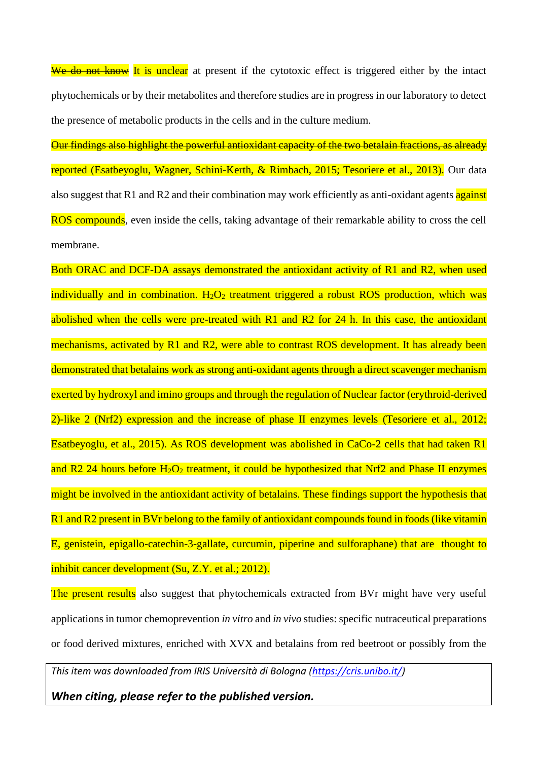~~We do not know~~ It is unclear at present if the cytotoxic effect is triggered either by the intact phytochemicals or by their metabolites and therefore studies are in progress in our laboratory to detect the presence of metabolic products in the cells and in the culture medium.

~~Our findings also highlight the powerful antioxidant capacity of the two betalain fractions, as already reported (Esatbeyoglu, Wagner, Schini-Kerth, & Rimbach, 2015; Tesoriere et al., 2013).~~ Our data also suggest that R1 and R2 and their combination may work efficiently as anti-oxidant agents against ROS compounds, even inside the cells, taking advantage of their remarkable ability to cross the cell membrane.

Both ORAC and DCF-DA assays demonstrated the antioxidant activity of R1 and R2, when used individually and in combination. $H_2O_2$ treatment triggered a robust ROS production, which was abolished when the cells were pre-treated with R1 and R2 for 24 h. In this case, the antioxidant mechanisms, activated by R1 and R2, were able to contrast ROS development. It has already been demonstrated that betalains work as strong anti-oxidant agents through a direct scavenger mechanism exerted by hydroxyl and imino groups and through the regulation of Nuclear factor (erythroid-derived 2)-like 2 (Nrf2) expression and the increase of phase II enzymes levels (Tesoriere et al., 2012; Esatbeyoglu, et al., 2015). As ROS development was abolished in CaCo-2 cells that had taken R1 and R2 24 hours before $H_2O_2$ treatment, it could be hypothesized that Nrf2 and Phase II enzymes might be involved in the antioxidant activity of betalains. These findings support the hypothesis that R1 and R2 present in BVr belong to the family of antioxidant compounds found in foods (like vitamin E, genistein, epigallo-catechin-3-gallate, curcumin, piperine and sulforaphane) that are thought to inhibit cancer development (Su, Z.Y. et al.; 2012).

The present results also suggest that phytochemicals extracted from BVr might have very useful applications in tumor chemoprevention *in vitro* and *in vivo* studies: specific nutraceutical preparations or food derived mixtures, enriched with XVX and betalains from red beetroot or possibly from the

*This item was downloaded from IRIS Università di Bologna (https://cris.unibo.it/)*

***When citing, please refer to the published version.***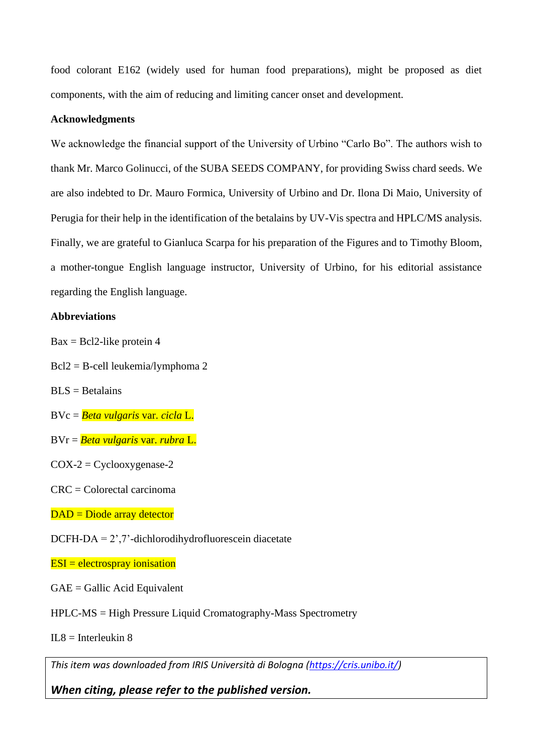food colorant E162 (widely used for human food preparations), might be proposed as diet components, with the aim of reducing and limiting cancer onset and development.

**Acknowledgments**

We acknowledge the financial support of the University of Urbino "Carlo Bo". The authors wish to thank Mr. Marco Golinucci, of the SUBA SEEDS COMPANY, for providing Swiss chard seeds. We are also indebted to Dr. Mauro Formica, University of Urbino and Dr. Ilona Di Maio, University of Perugia for their help in the identification of the betalains by UV-Vis spectra and HPLC/MS analysis. Finally, we are grateful to Gianluca Scarpa for his preparation of the Figures and to Timothy Bloom, a mother-tongue English language instructor, University of Urbino, for his editorial assistance regarding the English language.

**Abbreviations**

Bax = Bcl2-like protein 4

Bcl2 = B-cell leukemia/lymphoma 2

BLS = Betalains

BVc = *Beta vulgaris* var. *cicla* L.

BVr = *Beta vulgaris* var. *rubra* L.

COX-2 = Cyclooxygenase-2

CRC = Colorectal carcinoma

DAD = Diode array detector

DCFH-DA = 2',7'-dichlorodihydrofluorescein diacetate

ESI = electrospray ionisation

GAE = Gallic Acid Equivalent

HPLC-MS = High Pressure Liquid Cromatography-Mass Spectrometry

IL8 = Interleukin 8

*This item was downloaded from IRIS Università di Bologna (https://cris.unibo.it/)*

***When citing, please refer to the published version.***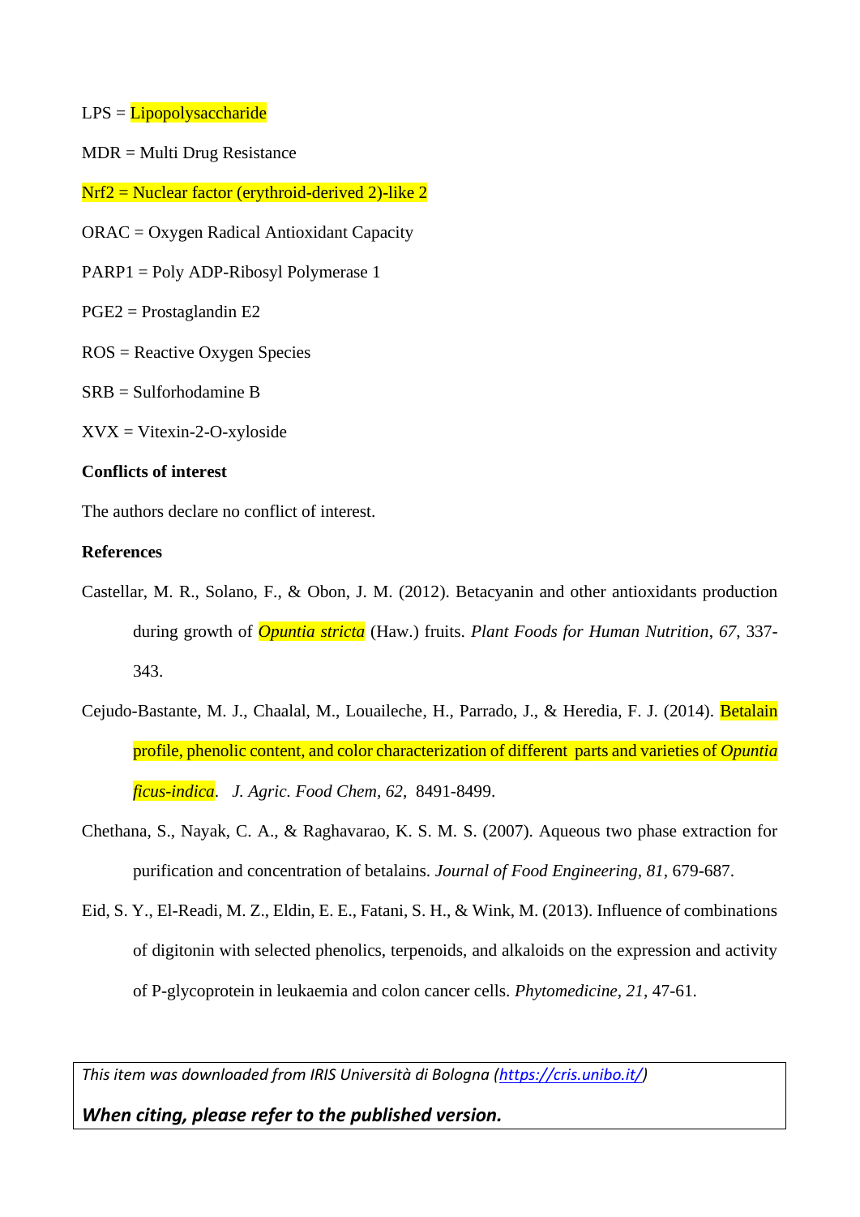LPS = Lipopolysaccharide

MDR = Multi Drug Resistance

Nrf2 = Nuclear factor (erythroid-derived 2)-like 2

ORAC = Oxygen Radical Antioxidant Capacity

PARP1 = Poly ADP-Ribosyl Polymerase 1

PGE2 = Prostaglandin E2

ROS = Reactive Oxygen Species

SRB = Sulforhodamine B

XVX = Vitexin-2-O-xyloside

**Conflicts of interest**

The authors declare no conflict of interest.

**References**

Castellar, M. R., Solano, F., & Obon, J. M. (2012). Betacyanin and other antioxidants production during growth of *Opuntia stricta* (Haw.) fruits. *Plant Foods for Human Nutrition*, *67*, 337-343.

Cejudo-Bastante, M. J., Chaalal, M., Louaileche, H., Parrado, J., & Heredia, F. J. (2014). Betalain profile, phenolic content, and color characterization of different parts and varieties of *Opuntia ficus-indica*. *J. Agric. Food Chem*, *62*, 8491-8499.

Chethana, S., Nayak, C. A., & Raghavarao, K. S. M. S. (2007). Aqueous two phase extraction for purification and concentration of betalains. *Journal of Food Engineering*, *81*, 679-687.

Eid, S. Y., El-Readi, M. Z., Eldin, E. E., Fatani, S. H., & Wink, M. (2013). Influence of combinations of digitonin with selected phenolics, terpenoids, and alkaloids on the expression and activity of P-glycoprotein in leukaemia and colon cancer cells. *Phytomedicine*, *21*, 47-61.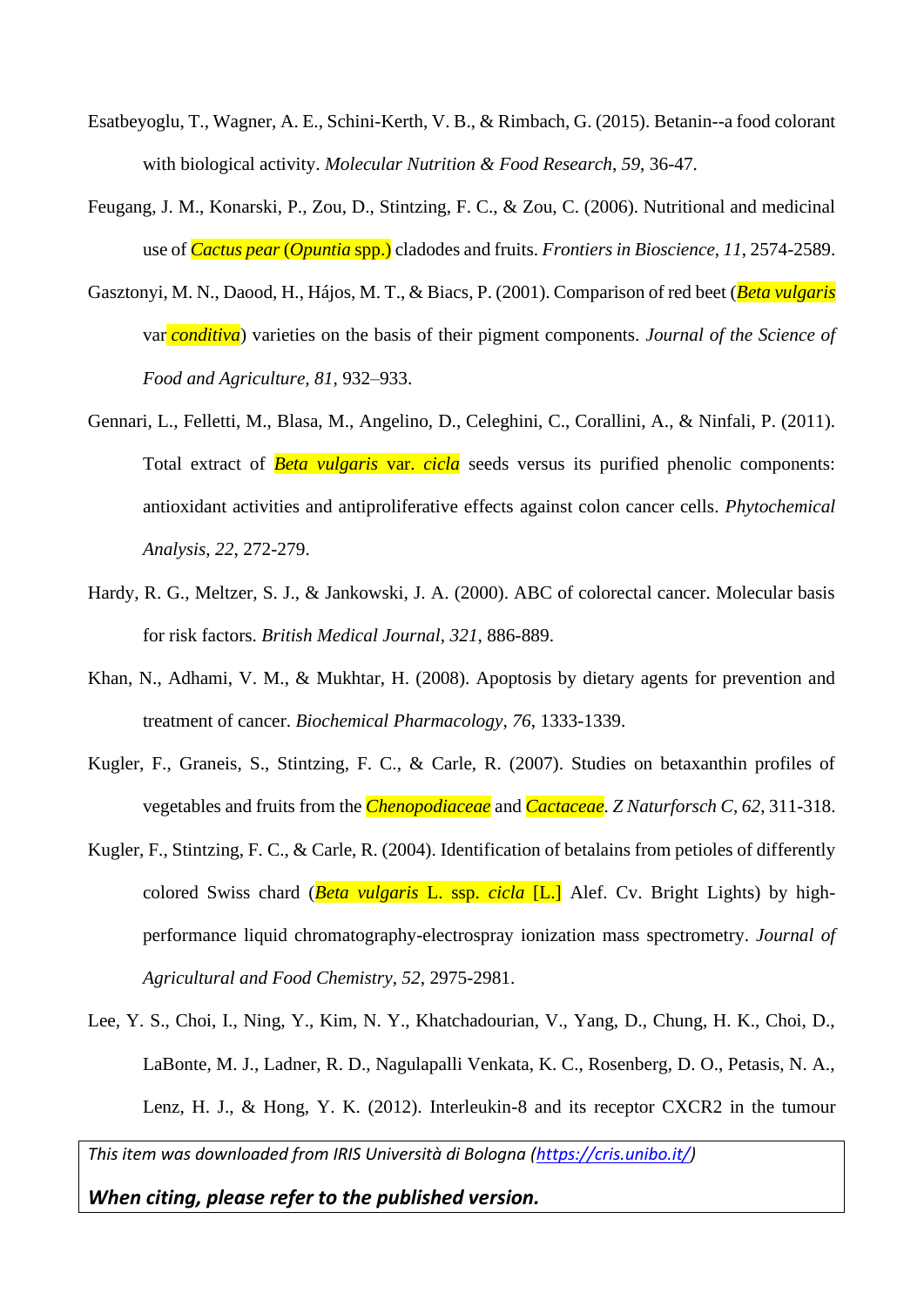Esatbeyoglu, T., Wagner, A. E., Schini-Kerth, V. B., & Rimbach, G. (2015). Betanin--a food colorant with biological activity. *Molecular Nutrition & Food Research*, *59*, 36-47.

Feugang, J. M., Konarski, P., Zou, D., Stintzing, F. C., & Zou, C. (2006). Nutritional and medicinal use of *Cactus pear* (*Opuntia* spp.) cladodes and fruits. *Frontiers in Bioscience*, *11*, 2574-2589.

Gasztonyi, M. N., Daood, H., Hájos, M. T., & Biacs, P. (2001). Comparison of red beet (*Beta vulgaris* var *conditiva*) varieties on the basis of their pigment components. *Journal of the Science of Food and Agriculture, 81*, 932–933.

Gennari, L., Felletti, M., Blasa, M., Angelino, D., Celeghini, C., Corallini, A., & Ninfali, P. (2011). Total extract of *Beta vulgaris* var. *cicla* seeds versus its purified phenolic components: antioxidant activities and antiproliferative effects against colon cancer cells. *Phytochemical Analysis*, *22*, 272-279.

Hardy, R. G., Meltzer, S. J., & Jankowski, J. A. (2000). ABC of colorectal cancer. Molecular basis for risk factors. *British Medical Journal*, *321*, 886-889.

Khan, N., Adhami, V. M., & Mukhtar, H. (2008). Apoptosis by dietary agents for prevention and treatment of cancer. *Biochemical Pharmacology*, *76*, 1333-1339.

Kugler, F., Graneis, S., Stintzing, F. C., & Carle, R. (2007). Studies on betaxanthin profiles of vegetables and fruits from the *Chenopodiaceae* and *Cactaceae*. *Z Naturforsch C*, *62*, 311-318.

Kugler, F., Stintzing, F. C., & Carle, R. (2004). Identification of betalains from petioles of differently colored Swiss chard (*Beta vulgaris* L. ssp. *cicla* [L.] Alef. Cv. Bright Lights) by high-performance liquid chromatography-electrospray ionization mass spectrometry. *Journal of Agricultural and Food Chemistry*, *52*, 2975-2981.

Lee, Y. S., Choi, I., Ning, Y., Kim, N. Y., Khatchadourian, V., Yang, D., Chung, H. K., Choi, D., LaBonte, M. J., Ladner, R. D., Nagulapalli Venkata, K. C., Rosenberg, D. O., Petasis, N. A., Lenz, H. J., & Hong, Y. K. (2012). Interleukin-8 and its receptor CXCR2 in the tumour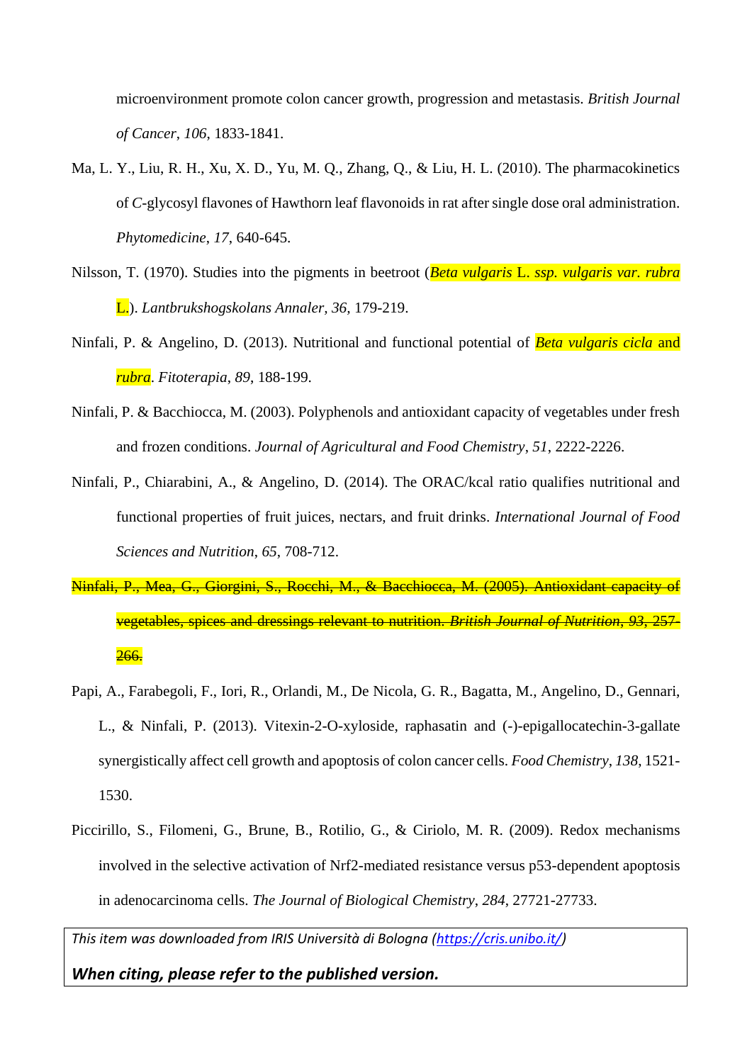microenvironment promote colon cancer growth, progression and metastasis. *British Journal of Cancer*, *106*, 1833-1841.

Ma, L. Y., Liu, R. H., Xu, X. D., Yu, M. Q., Zhang, Q., & Liu, H. L. (2010). The pharmacokinetics of *C*-glycosyl flavones of Hawthorn leaf flavonoids in rat after single dose oral administration. *Phytomedicine*, *17*, 640-645.

Nilsson, T. (1970). Studies into the pigments in beetroot (*Beta vulgaris* L. *ssp. vulgaris var. rubra* L.). *Lantbrukshogskolans Annaler, 36*, 179-219.

Ninfali, P. & Angelino, D. (2013). Nutritional and functional potential of *Beta vulgaris cicla* and *rubra*. *Fitoterapia*, *89*, 188-199.

Ninfali, P. & Bacchiocca, M. (2003). Polyphenols and antioxidant capacity of vegetables under fresh and frozen conditions. *Journal of Agricultural and Food Chemistry*, *51*, 2222-2226.

Ninfali, P., Chiarabini, A., & Angelino, D. (2014). The ORAC/kcal ratio qualifies nutritional and functional properties of fruit juices, nectars, and fruit drinks. *International Journal of Food Sciences and Nutrition*, *65*, 708-712.

~~Ninfali, P., Mea, G., Giorgini, S., Rocchi, M., & Bacchiocca, M. (2005). Antioxidant capacity of vegetables, spices and dressings relevant to nutrition. *British Journal of Nutrition*, *93*, 257-266.~~

Papi, A., Farabegoli, F., Iori, R., Orlandi, M., De Nicola, G. R., Bagatta, M., Angelino, D., Gennari, L., & Ninfali, P. (2013). Vitexin-2-O-xyloside, raphasatin and (-)-epigallocatechin-3-gallate synergistically affect cell growth and apoptosis of colon cancer cells. *Food Chemistry*, *138*, 1521-1530.

Piccirillo, S., Filomeni, G., Brune, B., Rotilio, G., & Ciriolo, M. R. (2009). Redox mechanisms involved in the selective activation of Nrf2-mediated resistance versus p53-dependent apoptosis in adenocarcinoma cells. *The Journal of Biological Chemistry*, *284*, 27721-27733.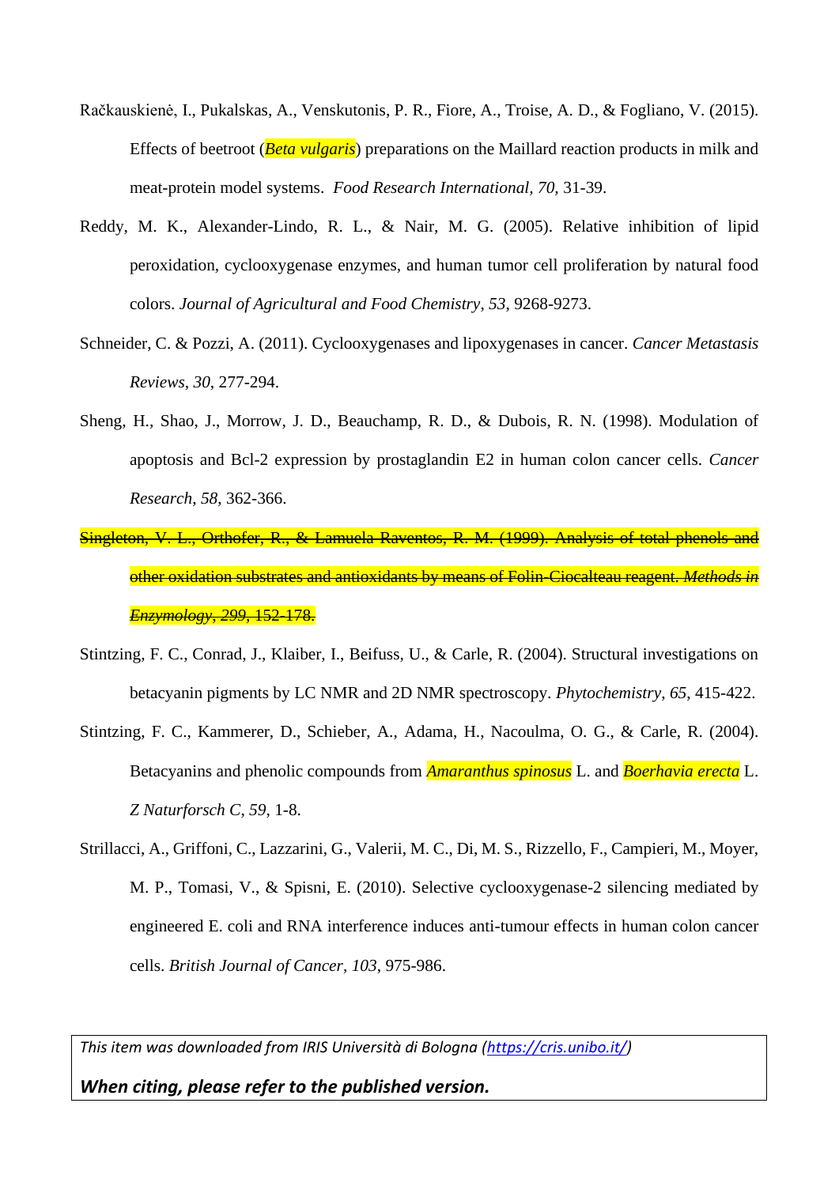Račkauskienė, I., Pukalskas, A., Venskutonis, P. R., Fiore, A., Troise, A. D., & Fogliano, V. (2015). Effects of beetroot (*Beta vulgaris*) preparations on the Maillard reaction products in milk and meat-protein model systems. *Food Research International, 70,* 31-39.

Reddy, M. K., Alexander-Lindo, R. L., & Nair, M. G. (2005). Relative inhibition of lipid peroxidation, cyclooxygenase enzymes, and human tumor cell proliferation by natural food colors. *Journal of Agricultural and Food Chemistry*, *53*, 9268-9273.

Schneider, C. & Pozzi, A. (2011). Cyclooxygenases and lipoxygenases in cancer. *Cancer Metastasis Reviews*, *30*, 277-294.

Sheng, H., Shao, J., Morrow, J. D., Beauchamp, R. D., & Dubois, R. N. (1998). Modulation of apoptosis and Bcl-2 expression by prostaglandin E2 in human colon cancer cells. *Cancer Research*, *58*, 362-366.

~~Singleton, V. L., Orthofer, R., & Lamuela Raventos, R. M. (1999). Analysis of total phenols and other oxidation substrates and antioxidants by means of Folin-Ciocalteau reagent. *Methods in Enzymology*, *299*, 152-178.~~

Stintzing, F. C., Conrad, J., Klaiber, I., Beifuss, U., & Carle, R. (2004). Structural investigations on betacyanin pigments by LC NMR and 2D NMR spectroscopy. *Phytochemistry*, *65*, 415-422.

Stintzing, F. C., Kammerer, D., Schieber, A., Adama, H., Nacoulma, O. G., & Carle, R. (2004). Betacyanins and phenolic compounds from *Amaranthus spinosus* L. and *Boerhavia erecta* L. *Z Naturforsch C*, *59*, 1-8.

Strillacci, A., Griffoni, C., Lazzarini, G., Valerii, M. C., Di, M. S., Rizzello, F., Campieri, M., Moyer, M. P., Tomasi, V., & Spisni, E. (2010). Selective cyclooxygenase-2 silencing mediated by engineered E. coli and RNA interference induces anti-tumour effects in human colon cancer cells. *British Journal of Cancer*, *103*, 975-986.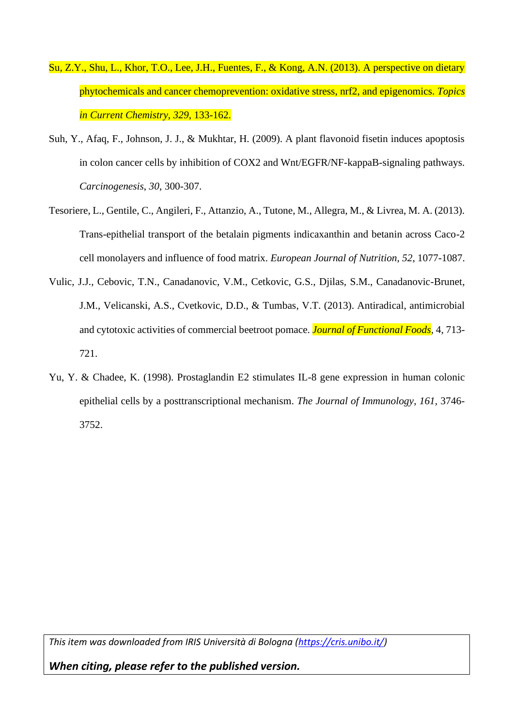Su, Z.Y., Shu, L., Khor, T.O., Lee, J.H., Fuentes, F., & Kong, A.N. (2013). A perspective on dietary phytochemicals and cancer chemoprevention: oxidative stress, nrf2, and epigenomics. *Topics in Current Chemistry*, *329*, 133-162.

Suh, Y., Afaq, F., Johnson, J. J., & Mukhtar, H. (2009). A plant flavonoid fisetin induces apoptosis in colon cancer cells by inhibition of COX2 and Wnt/EGFR/NF-kappaB-signaling pathways. *Carcinogenesis*, *30*, 300-307.

Tesoriere, L., Gentile, C., Angileri, F., Attanzio, A., Tutone, M., Allegra, M., & Livrea, M. A. (2013). Trans-epithelial transport of the betalain pigments indicaxanthin and betanin across Caco-2 cell monolayers and influence of food matrix. *European Journal of Nutrition*, *52*, 1077-1087.

Vulic, J.J., Cebovic, T.N., Canadanovic, V.M., Cetkovic, G.S., Djilas, S.M., Canadanovic-Brunet, J.M., Velicanski, A.S., Cvetkovic, D.D., & Tumbas, V.T. (2013). Antiradical, antimicrobial and cytotoxic activities of commercial beetroot pomace. *Journal of Functional Foods*, 4, 713-721.

Yu, Y. & Chadee, K. (1998). Prostaglandin E2 stimulates IL-8 gene expression in human colonic epithelial cells by a posttranscriptional mechanism. *The Journal of Immunology*, *161*, 3746-3752.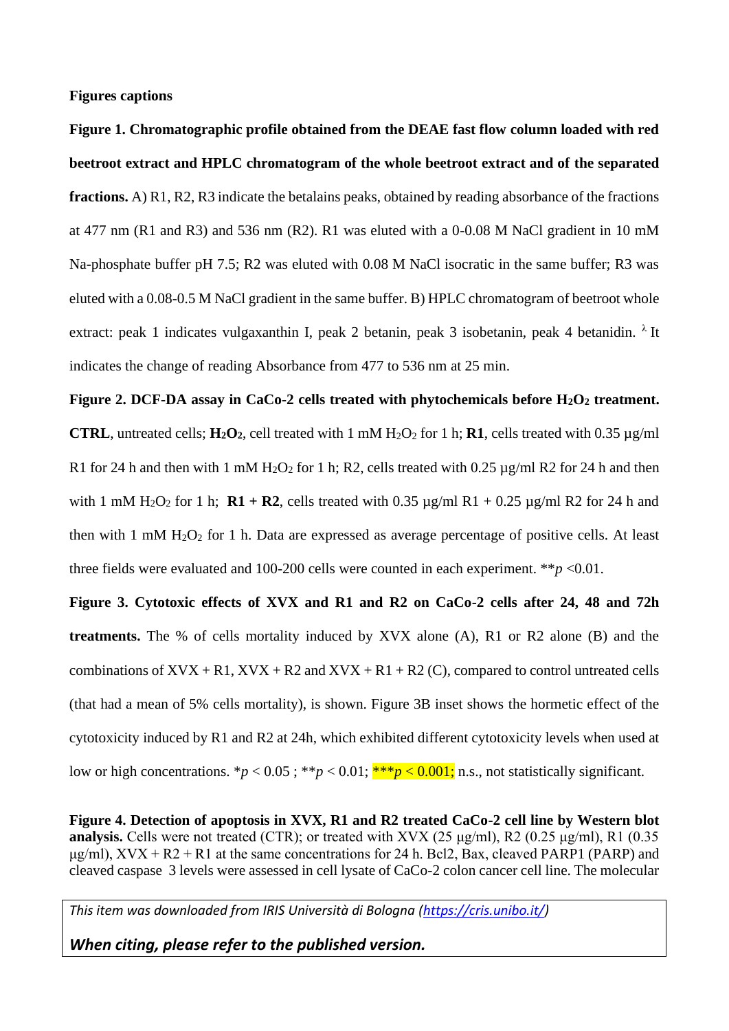**Figures captions**

**Figure 1. Chromatographic profile obtained from the DEAE fast flow column loaded with red beetroot extract and HPLC chromatogram of the whole beetroot extract and of the separated fractions.** A) R1, R2, R3 indicate the betalains peaks, obtained by reading absorbance of the fractions at 477 nm (R1 and R3) and 536 nm (R2). R1 was eluted with a 0-0.08 M NaCl gradient in 10 mM Na-phosphate buffer pH 7.5; R2 was eluted with 0.08 M NaCl isocratic in the same buffer; R3 was eluted with a 0.08-0.5 M NaCl gradient in the same buffer. B) HPLC chromatogram of beetroot whole extract: peak 1 indicates vulgaxanthin I, peak 2 betanin, peak 3 isobetanin, peak 4 betanidin. $^{\lambda}$ It indicates the change of reading Absorbance from 477 to 536 nm at 25 min.

**Figure 2. DCF-DA assay in CaCo-2 cells treated with phytochemicals before $H_2O_2$ treatment.** **CTRL**, untreated cells; **$H_2O_2$**, cell treated with 1 mM $H_2O_2$ for 1 h; **R1**, cells treated with 0.35 µg/ml R1 for 24 h and then with 1 mM $H_2O_2$ for 1 h; R2, cells treated with 0.25 µg/ml R2 for 24 h and then with 1 mM $H_2O_2$ for 1 h; **R1 + R2**, cells treated with 0.35 µg/ml R1 + 0.25 µg/ml R2 for 24 h and then with 1 mM $H_2O_2$ for 1 h. Data are expressed as average percentage of positive cells. At least three fields were evaluated and 100-200 cells were counted in each experiment. $^{**}p < 0.01$.

**Figure 3. Cytotoxic effects of XVX and R1 and R2 on CaCo-2 cells after 24, 48 and 72h treatments.** The % of cells mortality induced by XVX alone (A), R1 or R2 alone (B) and the combinations of XVX + R1, XVX + R2 and XVX + R1 + R2 (C), compared to control untreated cells (that had a mean of 5% cells mortality), is shown. Figure 3B inset shows the hormetic effect of the cytotoxicity induced by R1 and R2 at 24h, which exhibited different cytotoxicity levels when used at low or high concentrations. $^{*}p < 0.05$ ; $^{**}p < 0.01$; $^{***}p < 0.001$; n.s., not statistically significant.

**Figure 4. Detection of apoptosis in XVX, R1 and R2 treated CaCo-2 cell line by Western blot analysis.** Cells were not treated (CTR); or treated with XVX (25 µg/ml), R2 (0.25 µg/ml), R1 (0.35 µg/ml), XVX + R2 + R1 at the same concentrations for 24 h. Bcl2, Bax, cleaved PARP1 (PARP) and cleaved caspase 3 levels were assessed in cell lysate of CaCo-2 colon cancer cell line. The molecular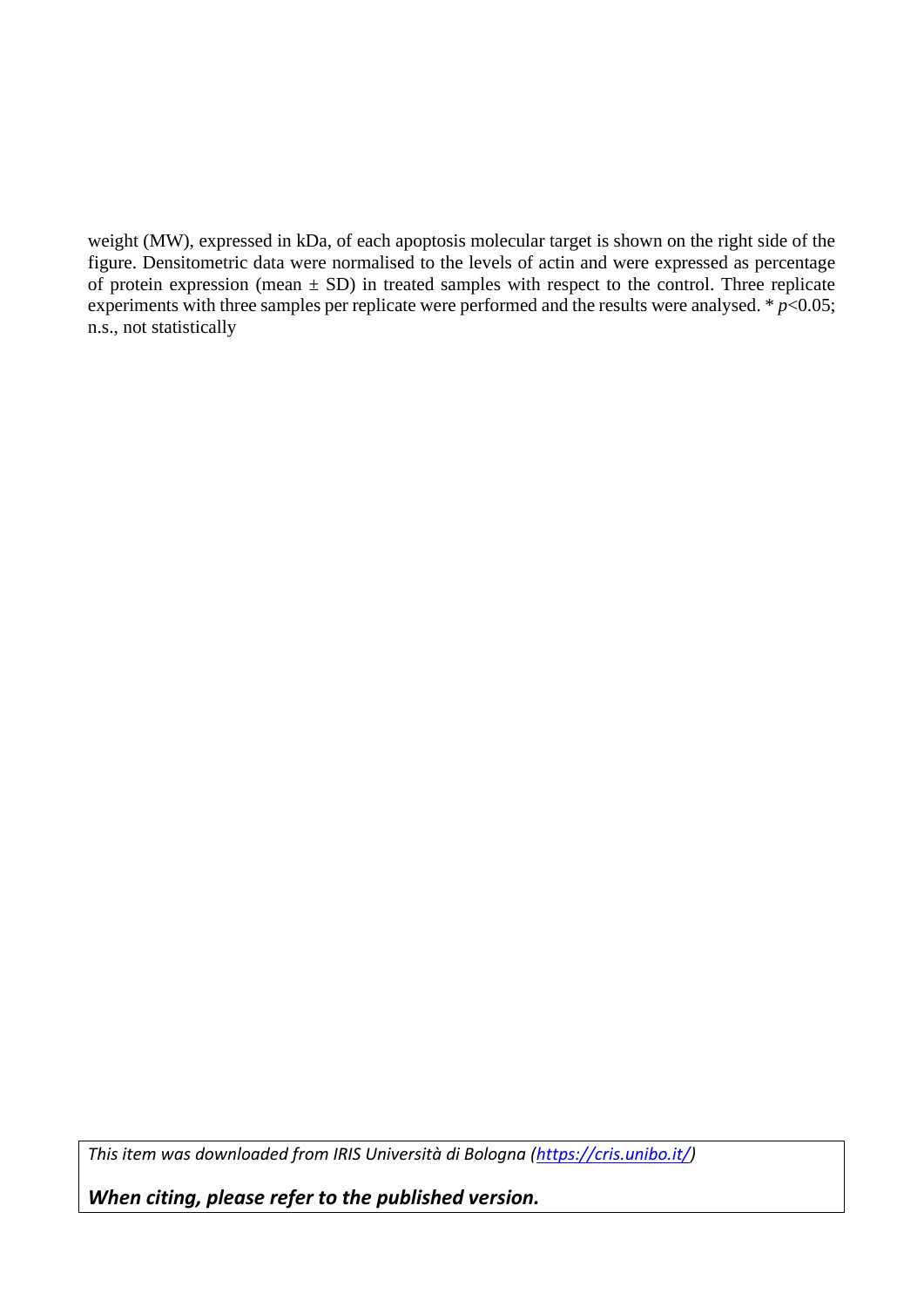weight (MW), expressed in kDa, of each apoptosis molecular target is shown on the right side of the figure. Densitometric data were normalised to the levels of actin and were expressed as percentage of protein expression (mean ± SD) in treated samples with respect to the control. Three replicate experiments with three samples per replicate were performed and the results were analysed. * $p<0.05$; n.s., not statistically

*This item was downloaded from IRIS Università di Bologna (https://cris.unibo.it/)*

***When citing, please refer to the published version.***